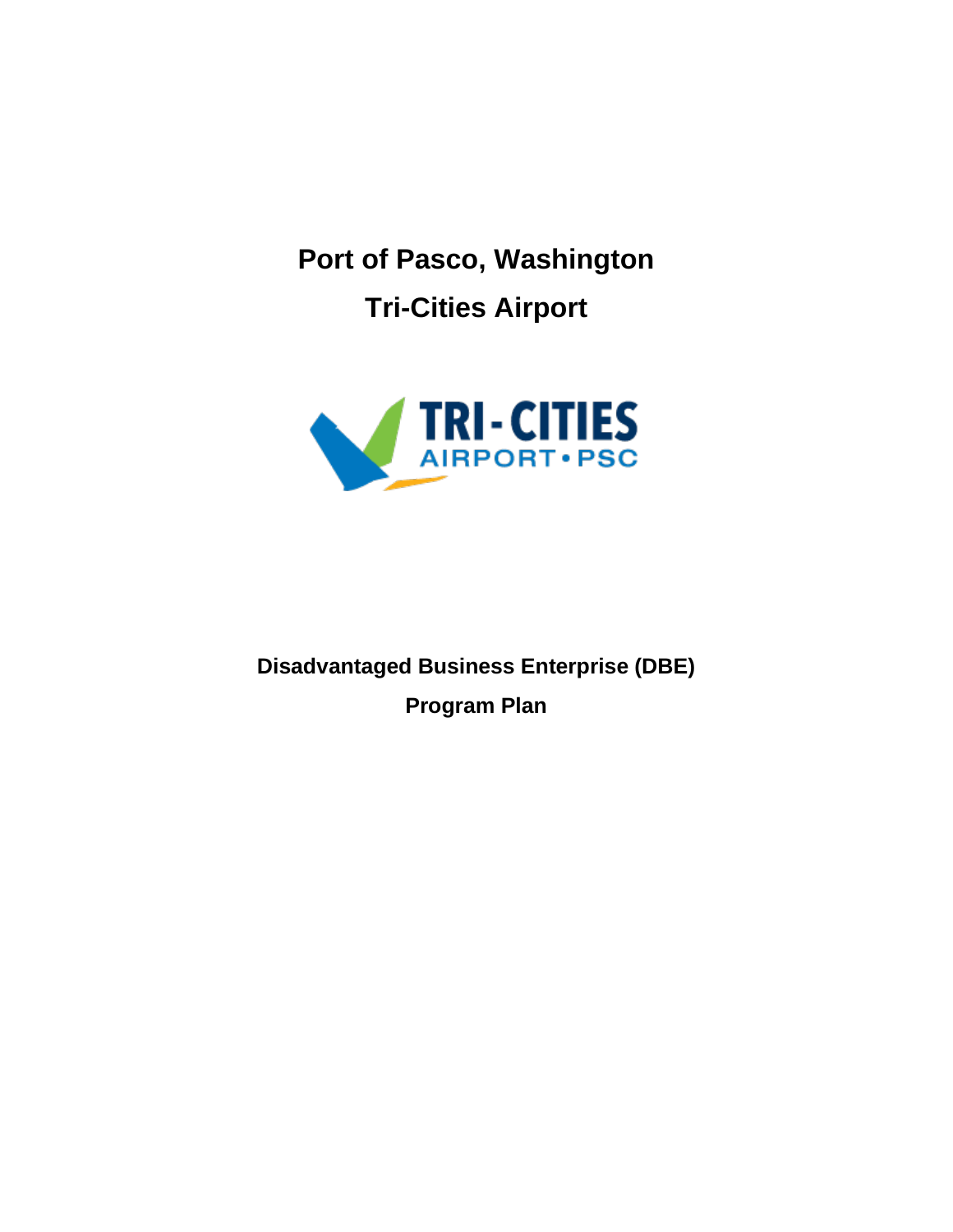# Port of Pasco, Washington

# Tri-Cities Airport

## Disadvantaged Business Enterprise (DBE)

## Program Plan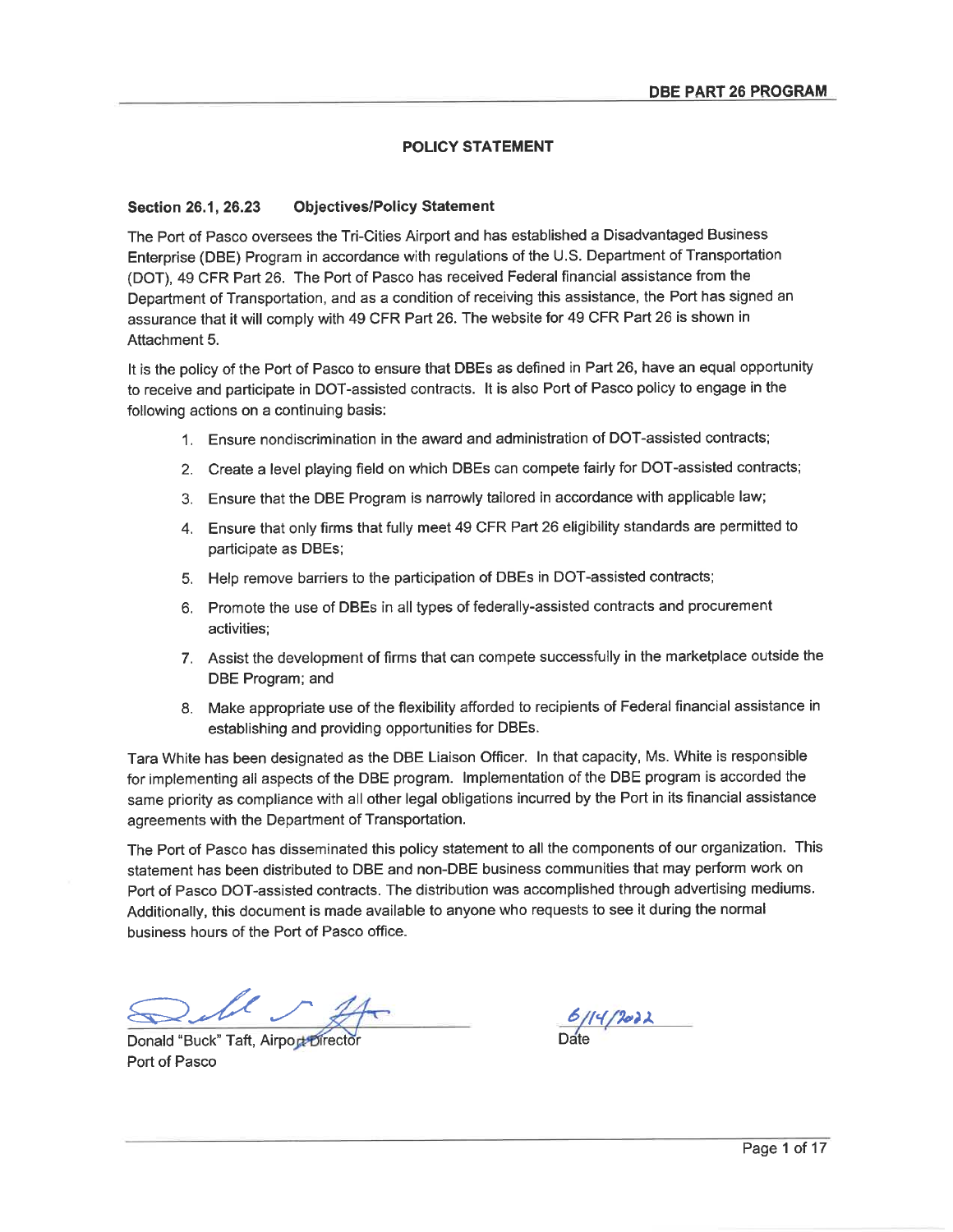## POLICY STATEMENT

### Section 26.1, 26.23 Objectives/Policy Statement

The Port of Pasco oversees the Tri-Cities Airport and has established a Disadvantaged Business Enterprise (DBE) Program in accordance with regulations of the U.S. Department of Transportation (DOT), 49 CFR Part 26. The Port of Pasco has received Federal financial assistance from the Department of Transportation, and as a condition of receiving this assistance, the Port has signed an assurance that it will comply with 49 CFR Part 26. The website for 49 CFR Part 26 is shown in Attachment 5.

It is the policy of the Port of Pasco to ensure that DBEs as defined in Part 26, have an equal opportunity to receive and participate in DOT-assisted contracts. It is also Port of Pasco policy to engage in the following actions on a continuing basis:

1. Ensure nondiscrimination in the award and administration of DOT-assisted contracts;
2. Create a level playing field on which DBEs can compete fairly for DOT-assisted contracts;
3. Ensure that the DBE Program is narrowly tailored in accordance with applicable law;
4. Ensure that only firms that fully meet 49 CFR Part 26 eligibility standards are permitted to participate as DBEs;
5. Help remove barriers to the participation of DBEs in DOT-assisted contracts;
6. Promote the use of DBEs in all types of federally-assisted contracts and procurement activities;
7. Assist the development of firms that can compete successfully in the marketplace outside the DBE Program; and
8. Make appropriate use of the flexibility afforded to recipients of Federal financial assistance in establishing and providing opportunities for DBEs.

Tara White has been designated as the DBE Liaison Officer. In that capacity, Ms. White is responsible for implementing all aspects of the DBE program. Implementation of the DBE program is accorded the same priority as compliance with all other legal obligations incurred by the Port in its financial assistance agreements with the Department of Transportation.

The Port of Pasco has disseminated this policy statement to all the components of our organization. This statement has been distributed to DBE and non-DBE business communities that may perform work on Port of Pasco DOT-assisted contracts. The distribution was accomplished through advertising mediums. Additionally, this document is made available to anyone who requests to see it during the normal business hours of the Port of Pasco office.

Donald "Buck" Taft, Airport Director
Port of Pasco

6/14/2022
Date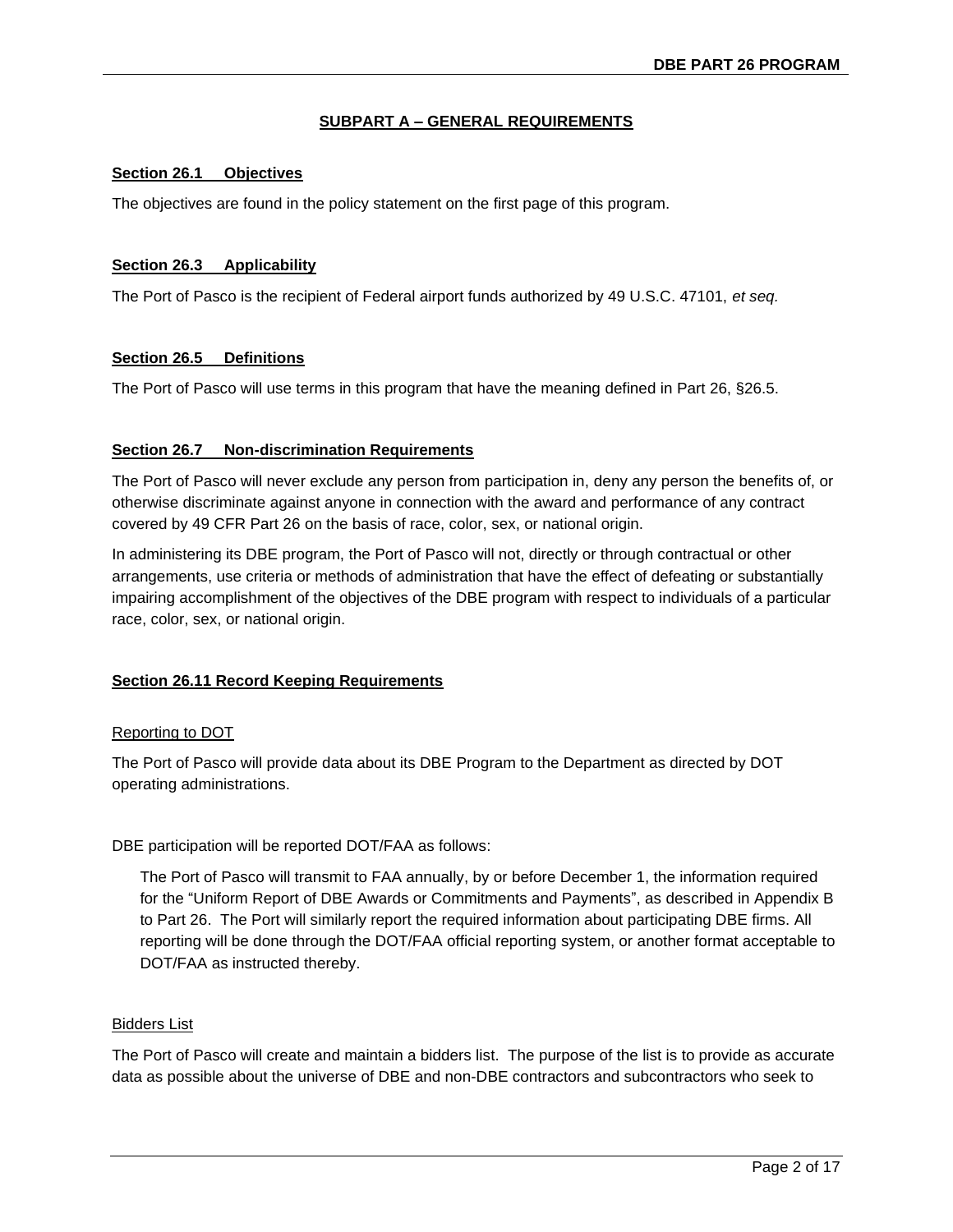## SUBPART A – GENERAL REQUIREMENTS

### Section 26.1 Objectives

The objectives are found in the policy statement on the first page of this program.

### Section 26.3 Applicability

The Port of Pasco is the recipient of Federal airport funds authorized by 49 U.S.C. 47101, *et seq.*

### Section 26.5 Definitions

The Port of Pasco will use terms in this program that have the meaning defined in Part 26, §26.5.

### Section 26.7 Non-discrimination Requirements

The Port of Pasco will never exclude any person from participation in, deny any person the benefits of, or otherwise discriminate against anyone in connection with the award and performance of any contract covered by 49 CFR Part 26 on the basis of race, color, sex, or national origin.

In administering its DBE program, the Port of Pasco will not, directly or through contractual or other arrangements, use criteria or methods of administration that have the effect of defeating or substantially impairing accomplishment of the objectives of the DBE program with respect to individuals of a particular race, color, sex, or national origin.

### Section 26.11 Record Keeping Requirements

#### Reporting to DOT

The Port of Pasco will provide data about its DBE Program to the Department as directed by DOT operating administrations.

DBE participation will be reported DOT/FAA as follows:

> The Port of Pasco will transmit to FAA annually, by or before December 1, the information required for the "Uniform Report of DBE Awards or Commitments and Payments", as described in Appendix B to Part 26. The Port will similarly report the required information about participating DBE firms. All reporting will be done through the DOT/FAA official reporting system, or another format acceptable to DOT/FAA as instructed thereby.

#### Bidders List

The Port of Pasco will create and maintain a bidders list. The purpose of the list is to provide as accurate data as possible about the universe of DBE and non-DBE contractors and subcontractors who seek to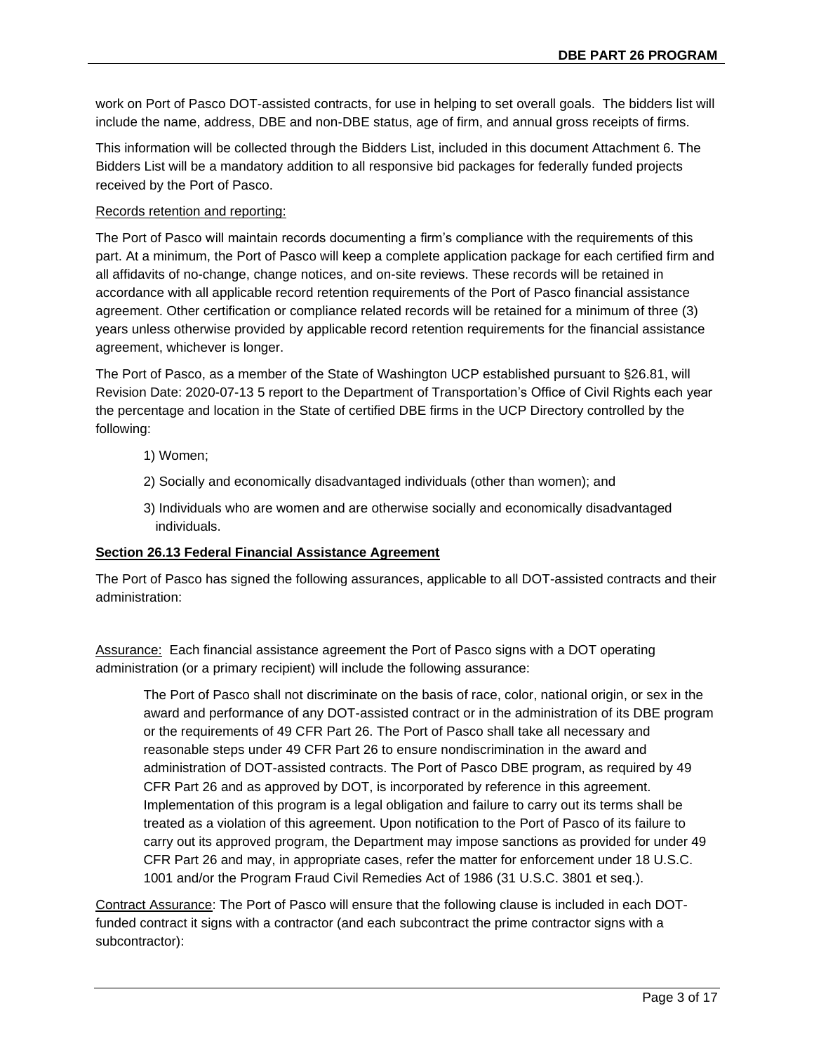work on Port of Pasco DOT-assisted contracts, for use in helping to set overall goals. The bidders list will include the name, address, DBE and non-DBE status, age of firm, and annual gross receipts of firms.

This information will be collected through the Bidders List, included in this document Attachment 6. The Bidders List will be a mandatory addition to all responsive bid packages for federally funded projects received by the Port of Pasco.

Records retention and reporting:

The Port of Pasco will maintain records documenting a firm's compliance with the requirements of this part. At a minimum, the Port of Pasco will keep a complete application package for each certified firm and all affidavits of no-change, change notices, and on-site reviews. These records will be retained in accordance with all applicable record retention requirements of the Port of Pasco financial assistance agreement. Other certification or compliance related records will be retained for a minimum of three (3) years unless otherwise provided by applicable record retention requirements for the financial assistance agreement, whichever is longer.

The Port of Pasco, as a member of the State of Washington UCP established pursuant to §26.81, will Revision Date: 2020-07-13 5 report to the Department of Transportation's Office of Civil Rights each year the percentage and location in the State of certified DBE firms in the UCP Directory controlled by the following:

1) Women;

2) Socially and economically disadvantaged individuals (other than women); and

3) Individuals who are women and are otherwise socially and economically disadvantaged individuals.

**Section 26.13 Federal Financial Assistance Agreement**

The Port of Pasco has signed the following assurances, applicable to all DOT-assisted contracts and their administration:

Assurance: Each financial assistance agreement the Port of Pasco signs with a DOT operating administration (or a primary recipient) will include the following assurance:

> The Port of Pasco shall not discriminate on the basis of race, color, national origin, or sex in the award and performance of any DOT-assisted contract or in the administration of its DBE program or the requirements of 49 CFR Part 26. The Port of Pasco shall take all necessary and reasonable steps under 49 CFR Part 26 to ensure nondiscrimination in the award and administration of DOT-assisted contracts. The Port of Pasco DBE program, as required by 49 CFR Part 26 and as approved by DOT, is incorporated by reference in this agreement. Implementation of this program is a legal obligation and failure to carry out its terms shall be treated as a violation of this agreement. Upon notification to the Port of Pasco of its failure to carry out its approved program, the Department may impose sanctions as provided for under 49 CFR Part 26 and may, in appropriate cases, refer the matter for enforcement under 18 U.S.C. 1001 and/or the Program Fraud Civil Remedies Act of 1986 (31 U.S.C. 3801 et seq.).

Contract Assurance: The Port of Pasco will ensure that the following clause is included in each DOT-funded contract it signs with a contractor (and each subcontract the prime contractor signs with a subcontractor):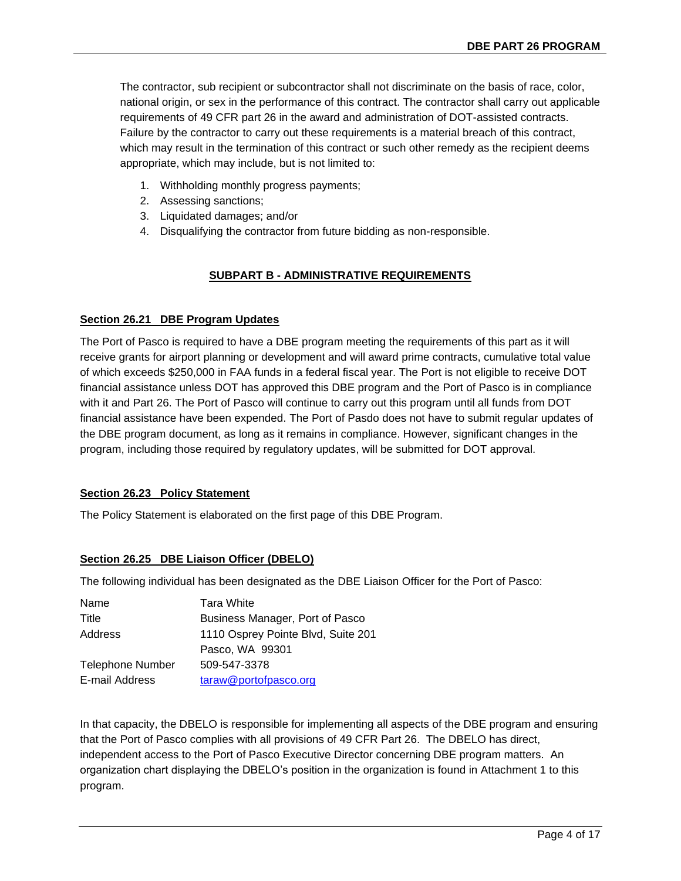The contractor, sub recipient or subcontractor shall not discriminate on the basis of race, color, national origin, or sex in the performance of this contract. The contractor shall carry out applicable requirements of 49 CFR part 26 in the award and administration of DOT-assisted contracts. Failure by the contractor to carry out these requirements is a material breach of this contract, which may result in the termination of this contract or such other remedy as the recipient deems appropriate, which may include, but is not limited to:

1. Withholding monthly progress payments;
2. Assessing sanctions;
3. Liquidated damages; and/or
4. Disqualifying the contractor from future bidding as non-responsible.

## SUBPART B - ADMINISTRATIVE REQUIREMENTS

### Section 26.21 DBE Program Updates

The Port of Pasco is required to have a DBE program meeting the requirements of this part as it will receive grants for airport planning or development and will award prime contracts, cumulative total value of which exceeds $250,000 in FAA funds in a federal fiscal year. The Port is not eligible to receive DOT financial assistance unless DOT has approved this DBE program and the Port of Pasco is in compliance with it and Part 26. The Port of Pasco will continue to carry out this program until all funds from DOT financial assistance have been expended. The Port of Pasdo does not have to submit regular updates of the DBE program document, as long as it remains in compliance. However, significant changes in the program, including those required by regulatory updates, will be submitted for DOT approval.

### Section 26.23 Policy Statement

The Policy Statement is elaborated on the first page of this DBE Program.

### Section 26.25 DBE Liaison Officer (DBELO)

The following individual has been designated as the DBE Liaison Officer for the Port of Pasco:

| | |
|---|---|
| Name | Tara White |
| Title | Business Manager, Port of Pasco |
| Address | 1110 Osprey Pointe Blvd, Suite 201<br>Pasco, WA 99301 |
| Telephone Number | 509-547-3378 |
| E-mail Address | taraw@portofpasco.org |

In that capacity, the DBELO is responsible for implementing all aspects of the DBE program and ensuring that the Port of Pasco complies with all provisions of 49 CFR Part 26. The DBELO has direct, independent access to the Port of Pasco Executive Director concerning DBE program matters. An organization chart displaying the DBELO's position in the organization is found in Attachment 1 to this program.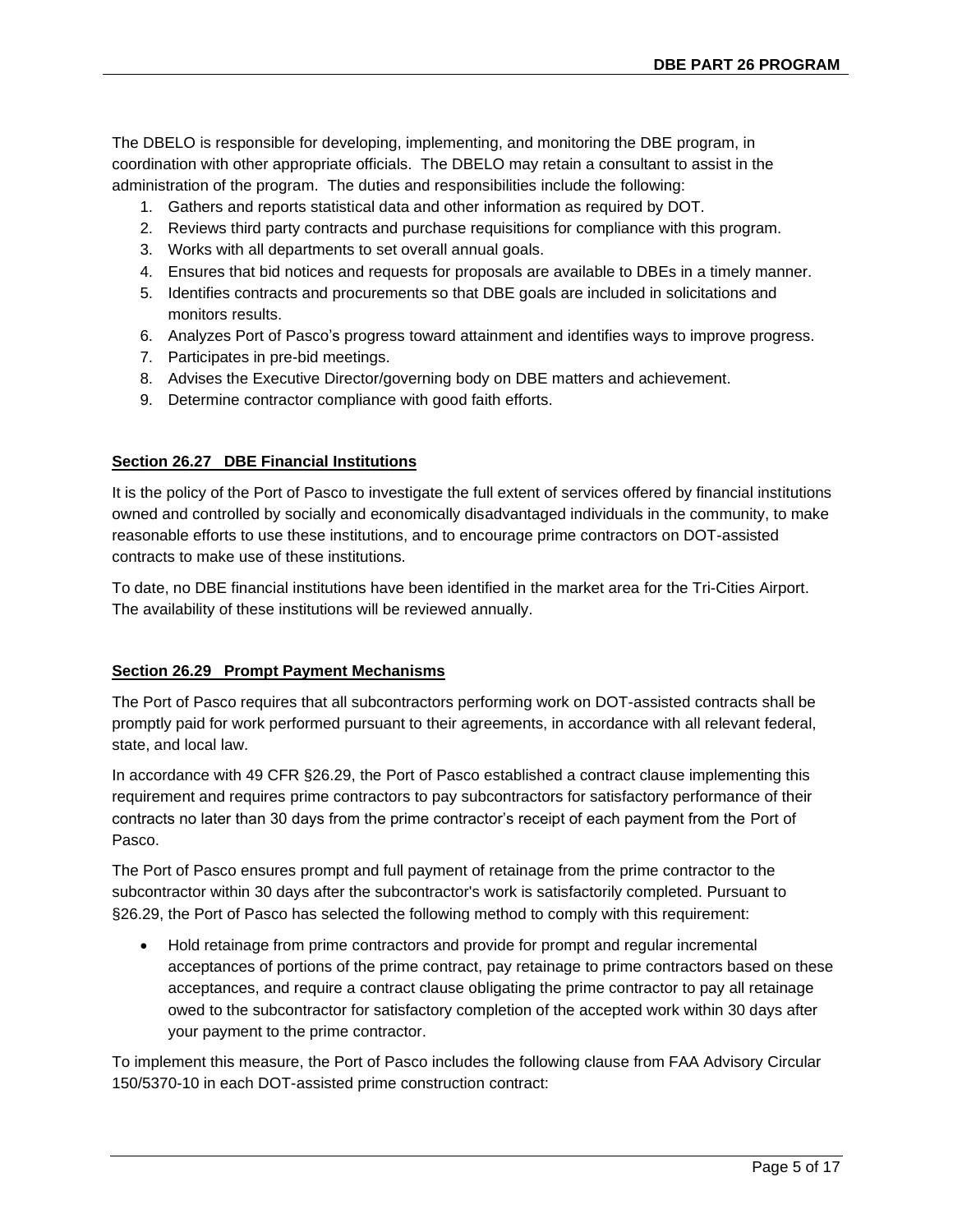The DBELO is responsible for developing, implementing, and monitoring the DBE program, in coordination with other appropriate officials. The DBELO may retain a consultant to assist in the administration of the program. The duties and responsibilities include the following:

1. Gathers and reports statistical data and other information as required by DOT.
2. Reviews third party contracts and purchase requisitions for compliance with this program.
3. Works with all departments to set overall annual goals.
4. Ensures that bid notices and requests for proposals are available to DBEs in a timely manner.
5. Identifies contracts and procurements so that DBE goals are included in solicitations and monitors results.
6. Analyzes Port of Pasco's progress toward attainment and identifies ways to improve progress.
7. Participates in pre-bid meetings.
8. Advises the Executive Director/governing body on DBE matters and achievement.
9. Determine contractor compliance with good faith efforts.

## Section 26.27 DBE Financial Institutions

It is the policy of the Port of Pasco to investigate the full extent of services offered by financial institutions owned and controlled by socially and economically disadvantaged individuals in the community, to make reasonable efforts to use these institutions, and to encourage prime contractors on DOT-assisted contracts to make use of these institutions.

To date, no DBE financial institutions have been identified in the market area for the Tri-Cities Airport. The availability of these institutions will be reviewed annually.

## Section 26.29 Prompt Payment Mechanisms

The Port of Pasco requires that all subcontractors performing work on DOT-assisted contracts shall be promptly paid for work performed pursuant to their agreements, in accordance with all relevant federal, state, and local law.

In accordance with 49 CFR §26.29, the Port of Pasco established a contract clause implementing this requirement and requires prime contractors to pay subcontractors for satisfactory performance of their contracts no later than 30 days from the prime contractor's receipt of each payment from the Port of Pasco.

The Port of Pasco ensures prompt and full payment of retainage from the prime contractor to the subcontractor within 30 days after the subcontractor's work is satisfactorily completed. Pursuant to §26.29, the Port of Pasco has selected the following method to comply with this requirement:

- Hold retainage from prime contractors and provide for prompt and regular incremental acceptances of portions of the prime contract, pay retainage to prime contractors based on these acceptances, and require a contract clause obligating the prime contractor to pay all retainage owed to the subcontractor for satisfactory completion of the accepted work within 30 days after your payment to the prime contractor.

To implement this measure, the Port of Pasco includes the following clause from FAA Advisory Circular 150/5370-10 in each DOT-assisted prime construction contract: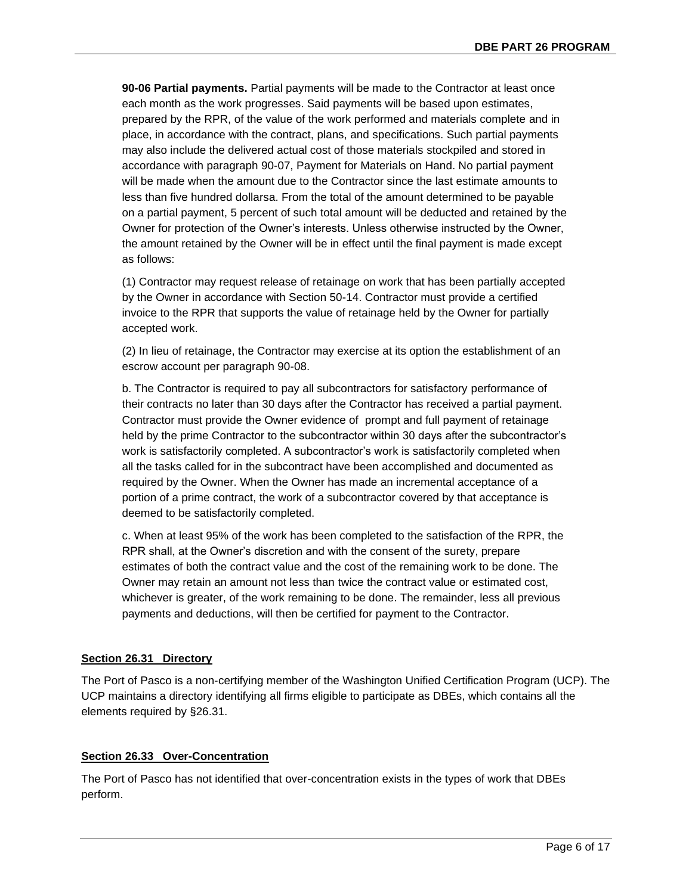**90-06 Partial payments.** Partial payments will be made to the Contractor at least once each month as the work progresses. Said payments will be based upon estimates, prepared by the RPR, of the value of the work performed and materials complete and in place, in accordance with the contract, plans, and specifications. Such partial payments may also include the delivered actual cost of those materials stockpiled and stored in accordance with paragraph 90-07, Payment for Materials on Hand. No partial payment will be made when the amount due to the Contractor since the last estimate amounts to less than five hundred dollarsa. From the total of the amount determined to be payable on a partial payment, 5 percent of such total amount will be deducted and retained by the Owner for protection of the Owner's interests. Unless otherwise instructed by the Owner, the amount retained by the Owner will be in effect until the final payment is made except as follows:

(1) Contractor may request release of retainage on work that has been partially accepted by the Owner in accordance with Section 50-14. Contractor must provide a certified invoice to the RPR that supports the value of retainage held by the Owner for partially accepted work.

(2) In lieu of retainage, the Contractor may exercise at its option the establishment of an escrow account per paragraph 90-08.

b. The Contractor is required to pay all subcontractors for satisfactory performance of their contracts no later than 30 days after the Contractor has received a partial payment. Contractor must provide the Owner evidence of prompt and full payment of retainage held by the prime Contractor to the subcontractor within 30 days after the subcontractor's work is satisfactorily completed. A subcontractor's work is satisfactorily completed when all the tasks called for in the subcontract have been accomplished and documented as required by the Owner. When the Owner has made an incremental acceptance of a portion of a prime contract, the work of a subcontractor covered by that acceptance is deemed to be satisfactorily completed.

c. When at least 95% of the work has been completed to the satisfaction of the RPR, the RPR shall, at the Owner's discretion and with the consent of the surety, prepare estimates of both the contract value and the cost of the remaining work to be done. The Owner may retain an amount not less than twice the contract value or estimated cost, whichever is greater, of the work remaining to be done. The remainder, less all previous payments and deductions, will then be certified for payment to the Contractor.

## Section 26.31 Directory

The Port of Pasco is a non-certifying member of the Washington Unified Certification Program (UCP). The UCP maintains a directory identifying all firms eligible to participate as DBEs, which contains all the elements required by §26.31.

## Section 26.33 Over-Concentration

The Port of Pasco has not identified that over-concentration exists in the types of work that DBEs perform.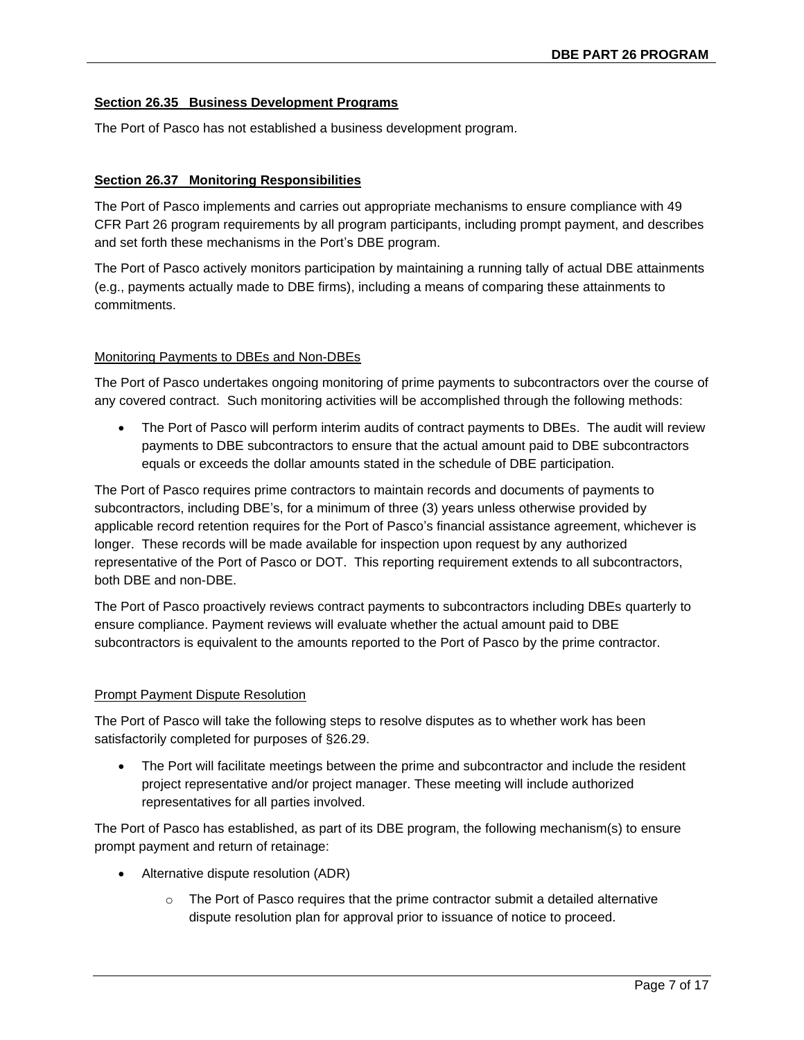### Section 26.35 Business Development Programs

The Port of Pasco has not established a business development program.

### Section 26.37 Monitoring Responsibilities

The Port of Pasco implements and carries out appropriate mechanisms to ensure compliance with 49 CFR Part 26 program requirements by all program participants, including prompt payment, and describes and set forth these mechanisms in the Port's DBE program.

The Port of Pasco actively monitors participation by maintaining a running tally of actual DBE attainments (e.g., payments actually made to DBE firms), including a means of comparing these attainments to commitments.

#### Monitoring Payments to DBEs and Non-DBEs

The Port of Pasco undertakes ongoing monitoring of prime payments to subcontractors over the course of any covered contract. Such monitoring activities will be accomplished through the following methods:

- The Port of Pasco will perform interim audits of contract payments to DBEs. The audit will review payments to DBE subcontractors to ensure that the actual amount paid to DBE subcontractors equals or exceeds the dollar amounts stated in the schedule of DBE participation.

The Port of Pasco requires prime contractors to maintain records and documents of payments to subcontractors, including DBE's, for a minimum of three (3) years unless otherwise provided by applicable record retention requires for the Port of Pasco's financial assistance agreement, whichever is longer. These records will be made available for inspection upon request by any authorized representative of the Port of Pasco or DOT. This reporting requirement extends to all subcontractors, both DBE and non-DBE.

The Port of Pasco proactively reviews contract payments to subcontractors including DBEs quarterly to ensure compliance. Payment reviews will evaluate whether the actual amount paid to DBE subcontractors is equivalent to the amounts reported to the Port of Pasco by the prime contractor.

#### Prompt Payment Dispute Resolution

The Port of Pasco will take the following steps to resolve disputes as to whether work has been satisfactorily completed for purposes of §26.29.

- The Port will facilitate meetings between the prime and subcontractor and include the resident project representative and/or project manager. These meeting will include authorized representatives for all parties involved.

The Port of Pasco has established, as part of its DBE program, the following mechanism(s) to ensure prompt payment and return of retainage:

- Alternative dispute resolution (ADR)
  - The Port of Pasco requires that the prime contractor submit a detailed alternative dispute resolution plan for approval prior to issuance of notice to proceed.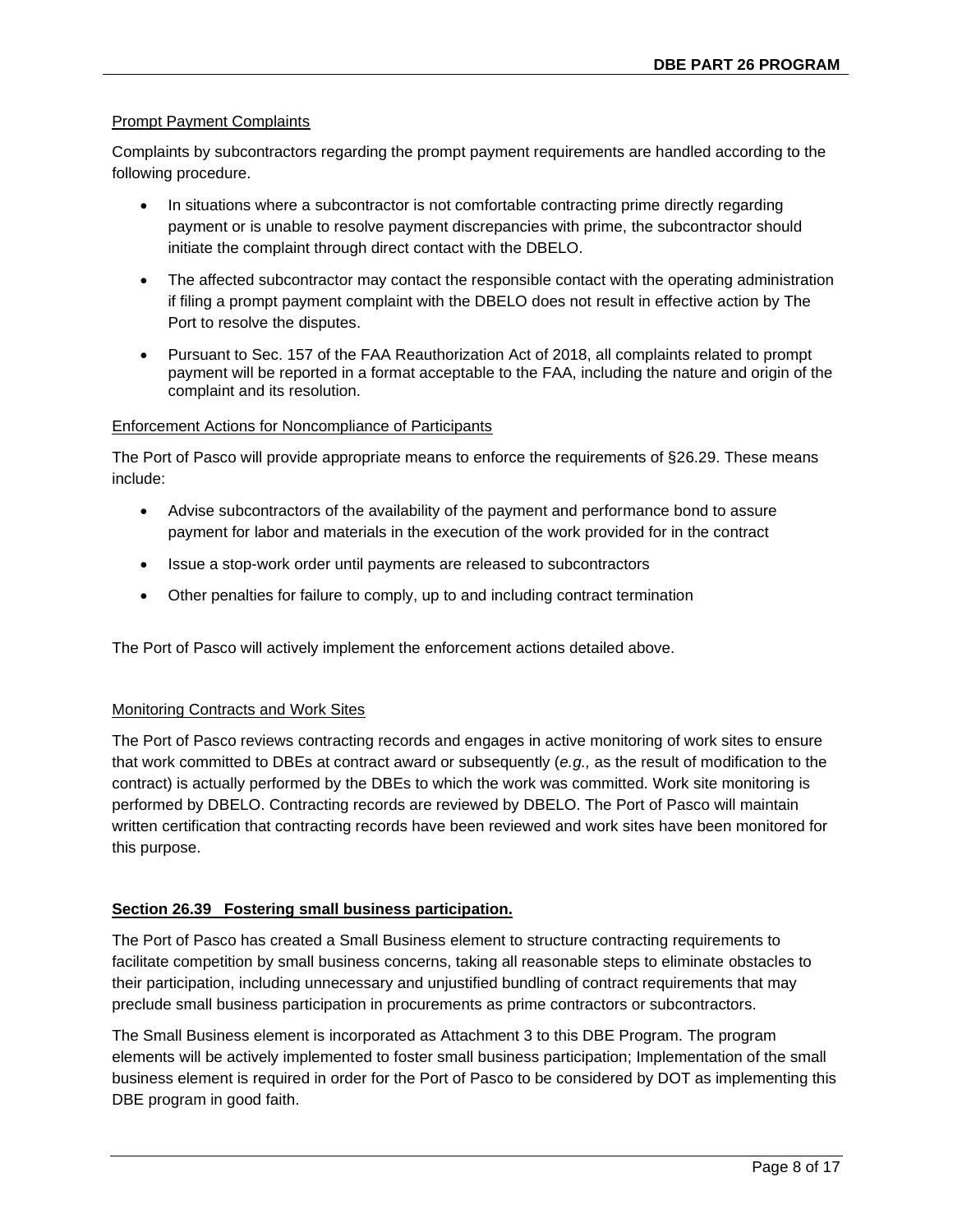Prompt Payment Complaints

Complaints by subcontractors regarding the prompt payment requirements are handled according to the following procedure.

- In situations where a subcontractor is not comfortable contracting prime directly regarding payment or is unable to resolve payment discrepancies with prime, the subcontractor should initiate the complaint through direct contact with the DBELO.
- The affected subcontractor may contact the responsible contact with the operating administration if filing a prompt payment complaint with the DBELO does not result in effective action by The Port to resolve the disputes.
- Pursuant to Sec. 157 of the FAA Reauthorization Act of 2018, all complaints related to prompt payment will be reported in a format acceptable to the FAA, including the nature and origin of the complaint and its resolution.

Enforcement Actions for Noncompliance of Participants

The Port of Pasco will provide appropriate means to enforce the requirements of §26.29. These means include:

- Advise subcontractors of the availability of the payment and performance bond to assure payment for labor and materials in the execution of the work provided for in the contract
- Issue a stop-work order until payments are released to subcontractors
- Other penalties for failure to comply, up to and including contract termination

The Port of Pasco will actively implement the enforcement actions detailed above.

Monitoring Contracts and Work Sites

The Port of Pasco reviews contracting records and engages in active monitoring of work sites to ensure that work committed to DBEs at contract award or subsequently (*e.g.,* as the result of modification to the contract) is actually performed by the DBEs to which the work was committed. Work site monitoring is performed by DBELO. Contracting records are reviewed by DBELO. The Port of Pasco will maintain written certification that contracting records have been reviewed and work sites have been monitored for this purpose.

**Section 26.39 Fostering small business participation.**

The Port of Pasco has created a Small Business element to structure contracting requirements to facilitate competition by small business concerns, taking all reasonable steps to eliminate obstacles to their participation, including unnecessary and unjustified bundling of contract requirements that may preclude small business participation in procurements as prime contractors or subcontractors.

The Small Business element is incorporated as Attachment 3 to this DBE Program. The program elements will be actively implemented to foster small business participation; Implementation of the small business element is required in order for the Port of Pasco to be considered by DOT as implementing this DBE program in good faith.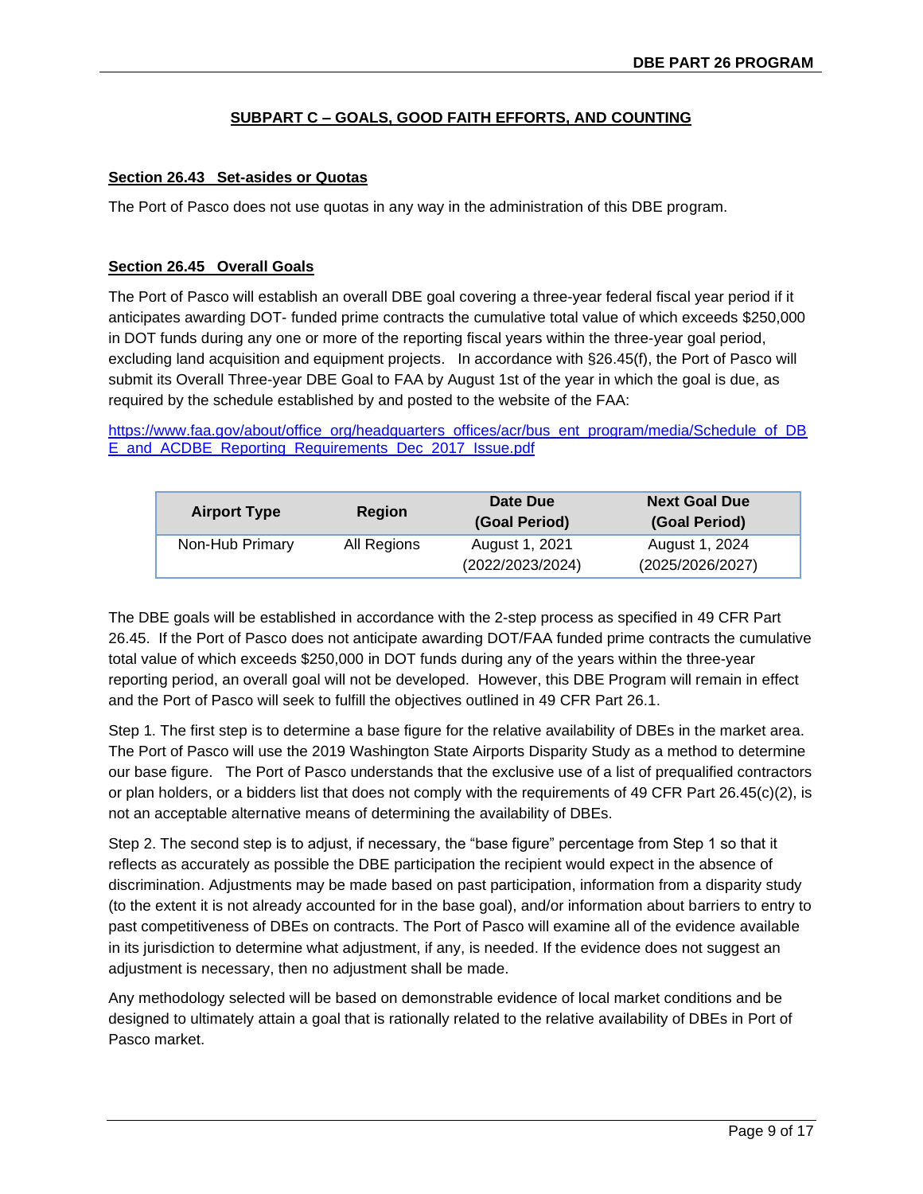## SUBPART C – GOALS, GOOD FAITH EFFORTS, AND COUNTING

### Section 26.43 Set-asides or Quotas

The Port of Pasco does not use quotas in any way in the administration of this DBE program.

### Section 26.45 Overall Goals

The Port of Pasco will establish an overall DBE goal covering a three-year federal fiscal year period if it anticipates awarding DOT- funded prime contracts the cumulative total value of which exceeds $250,000 in DOT funds during any one or more of the reporting fiscal years within the three-year goal period, excluding land acquisition and equipment projects. In accordance with §26.45(f), the Port of Pasco will submit its Overall Three-year DBE Goal to FAA by August 1st of the year in which the goal is due, as required by the schedule established by and posted to the website of the FAA:

https://www.faa.gov/about/office_org/headquarters_offices/acr/bus_ent_program/media/Schedule_of_DBE_and_ACDBE_Reporting_Requirements_Dec_2017_Issue.pdf

| Airport Type | Region | Date Due (Goal Period) | Next Goal Due (Goal Period) |
|---|---|---|---|
| Non-Hub Primary | All Regions | August 1, 2021 (2022/2023/2024) | August 1, 2024 (2025/2026/2027) |

The DBE goals will be established in accordance with the 2-step process as specified in 49 CFR Part 26.45. If the Port of Pasco does not anticipate awarding DOT/FAA funded prime contracts the cumulative total value of which exceeds $250,000 in DOT funds during any of the years within the three-year reporting period, an overall goal will not be developed. However, this DBE Program will remain in effect and the Port of Pasco will seek to fulfill the objectives outlined in 49 CFR Part 26.1.

Step 1. The first step is to determine a base figure for the relative availability of DBEs in the market area. The Port of Pasco will use the 2019 Washington State Airports Disparity Study as a method to determine our base figure. The Port of Pasco understands that the exclusive use of a list of prequalified contractors or plan holders, or a bidders list that does not comply with the requirements of 49 CFR Part 26.45(c)(2), is not an acceptable alternative means of determining the availability of DBEs.

Step 2. The second step is to adjust, if necessary, the "base figure" percentage from Step 1 so that it reflects as accurately as possible the DBE participation the recipient would expect in the absence of discrimination. Adjustments may be made based on past participation, information from a disparity study (to the extent it is not already accounted for in the base goal), and/or information about barriers to entry to past competitiveness of DBEs on contracts. The Port of Pasco will examine all of the evidence available in its jurisdiction to determine what adjustment, if any, is needed. If the evidence does not suggest an adjustment is necessary, then no adjustment shall be made.

Any methodology selected will be based on demonstrable evidence of local market conditions and be designed to ultimately attain a goal that is rationally related to the relative availability of DBEs in Port of Pasco market.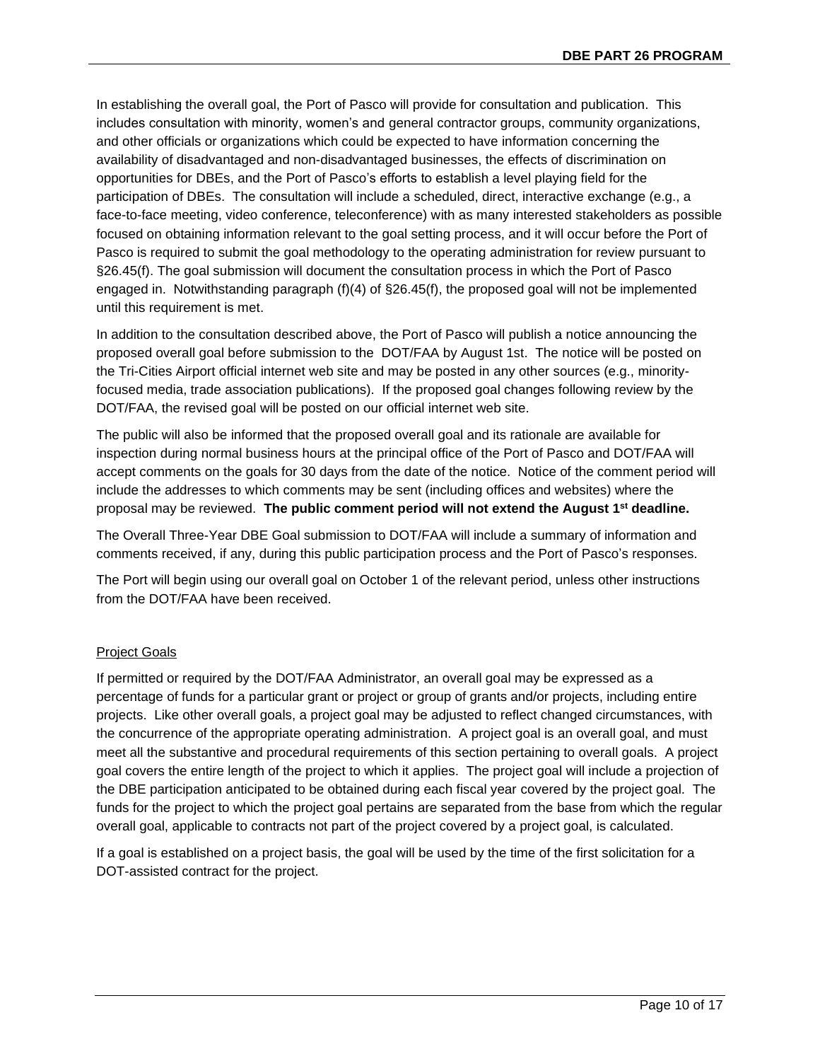In establishing the overall goal, the Port of Pasco will provide for consultation and publication. This includes consultation with minority, women's and general contractor groups, community organizations, and other officials or organizations which could be expected to have information concerning the availability of disadvantaged and non-disadvantaged businesses, the effects of discrimination on opportunities for DBEs, and the Port of Pasco's efforts to establish a level playing field for the participation of DBEs. The consultation will include a scheduled, direct, interactive exchange (e.g., a face-to-face meeting, video conference, teleconference) with as many interested stakeholders as possible focused on obtaining information relevant to the goal setting process, and it will occur before the Port of Pasco is required to submit the goal methodology to the operating administration for review pursuant to §26.45(f). The goal submission will document the consultation process in which the Port of Pasco engaged in. Notwithstanding paragraph (f)(4) of §26.45(f), the proposed goal will not be implemented until this requirement is met.

In addition to the consultation described above, the Port of Pasco will publish a notice announcing the proposed overall goal before submission to the DOT/FAA by August 1st. The notice will be posted on the Tri-Cities Airport official internet web site and may be posted in any other sources (e.g., minority-focused media, trade association publications). If the proposed goal changes following review by the DOT/FAA, the revised goal will be posted on our official internet web site.

The public will also be informed that the proposed overall goal and its rationale are available for inspection during normal business hours at the principal office of the Port of Pasco and DOT/FAA will accept comments on the goals for 30 days from the date of the notice. Notice of the comment period will include the addresses to which comments may be sent (including offices and websites) where the proposal may be reviewed. **The public comment period will not extend the August 1st deadline.**

The Overall Three-Year DBE Goal submission to DOT/FAA will include a summary of information and comments received, if any, during this public participation process and the Port of Pasco's responses.

The Port will begin using our overall goal on October 1 of the relevant period, unless other instructions from the DOT/FAA have been received.

Project Goals

If permitted or required by the DOT/FAA Administrator, an overall goal may be expressed as a percentage of funds for a particular grant or project or group of grants and/or projects, including entire projects. Like other overall goals, a project goal may be adjusted to reflect changed circumstances, with the concurrence of the appropriate operating administration. A project goal is an overall goal, and must meet all the substantive and procedural requirements of this section pertaining to overall goals. A project goal covers the entire length of the project to which it applies. The project goal will include a projection of the DBE participation anticipated to be obtained during each fiscal year covered by the project goal. The funds for the project to which the project goal pertains are separated from the base from which the regular overall goal, applicable to contracts not part of the project covered by a project goal, is calculated.

If a goal is established on a project basis, the goal will be used by the time of the first solicitation for a DOT-assisted contract for the project.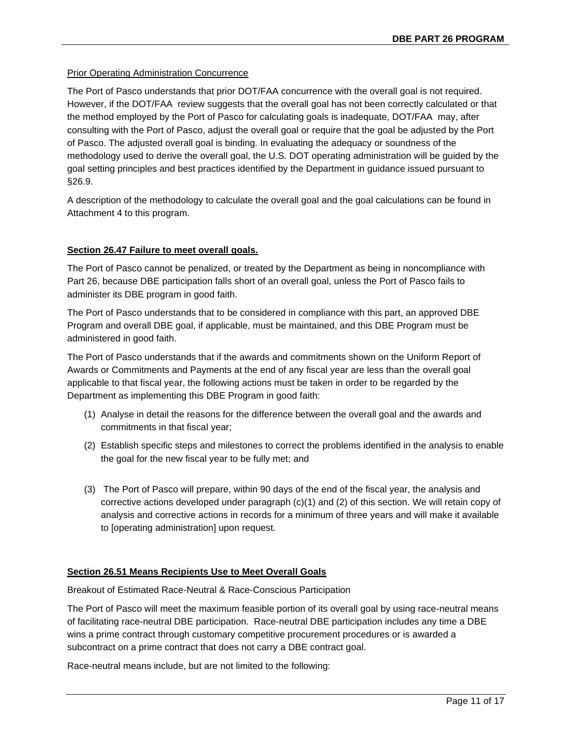Prior Operating Administration Concurrence

The Port of Pasco understands that prior DOT/FAA concurrence with the overall goal is not required. However, if the DOT/FAA review suggests that the overall goal has not been correctly calculated or that the method employed by the Port of Pasco for calculating goals is inadequate, DOT/FAA may, after consulting with the Port of Pasco, adjust the overall goal or require that the goal be adjusted by the Port of Pasco. The adjusted overall goal is binding. In evaluating the adequacy or soundness of the methodology used to derive the overall goal, the U.S. DOT operating administration will be guided by the goal setting principles and best practices identified by the Department in guidance issued pursuant to §26.9.

A description of the methodology to calculate the overall goal and the goal calculations can be found in Attachment 4 to this program.

**Section 26.47 Failure to meet overall goals.**

The Port of Pasco cannot be penalized, or treated by the Department as being in noncompliance with Part 26, because DBE participation falls short of an overall goal, unless the Port of Pasco fails to administer its DBE program in good faith.

The Port of Pasco understands that to be considered in compliance with this part, an approved DBE Program and overall DBE goal, if applicable, must be maintained, and this DBE Program must be administered in good faith.

The Port of Pasco understands that if the awards and commitments shown on the Uniform Report of Awards or Commitments and Payments at the end of any fiscal year are less than the overall goal applicable to that fiscal year, the following actions must be taken in order to be regarded by the Department as implementing this DBE Program in good faith:

(1) Analyse in detail the reasons for the difference between the overall goal and the awards and commitments in that fiscal year;

(2) Establish specific steps and milestones to correct the problems identified in the analysis to enable the goal for the new fiscal year to be fully met; and

(3) The Port of Pasco will prepare, within 90 days of the end of the fiscal year, the analysis and corrective actions developed under paragraph (c)(1) and (2) of this section. We will retain copy of analysis and corrective actions in records for a minimum of three years and will make it available to [operating administration] upon request.

**Section 26.51 Means Recipients Use to Meet Overall Goals**

Breakout of Estimated Race-Neutral & Race-Conscious Participation

The Port of Pasco will meet the maximum feasible portion of its overall goal by using race-neutral means of facilitating race-neutral DBE participation. Race-neutral DBE participation includes any time a DBE wins a prime contract through customary competitive procurement procedures or is awarded a subcontract on a prime contract that does not carry a DBE contract goal.

Race-neutral means include, but are not limited to the following: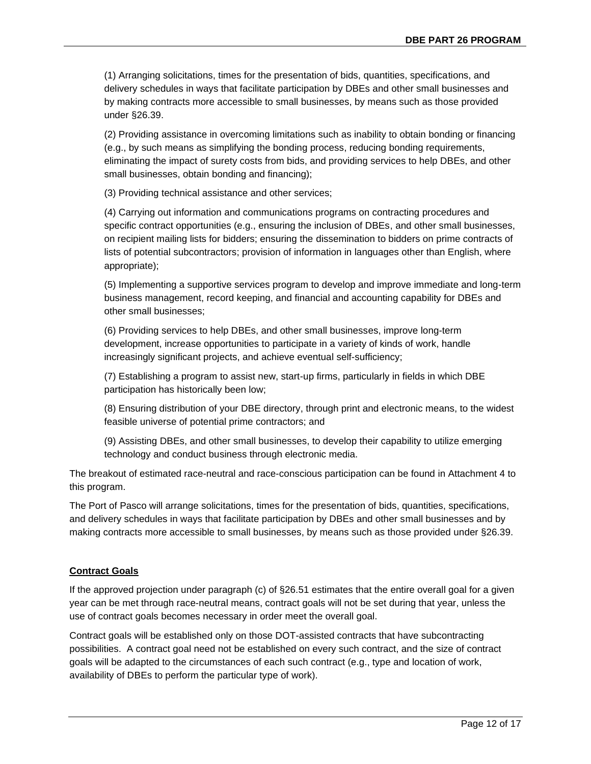(1) Arranging solicitations, times for the presentation of bids, quantities, specifications, and delivery schedules in ways that facilitate participation by DBEs and other small businesses and by making contracts more accessible to small businesses, by means such as those provided under §26.39.

(2) Providing assistance in overcoming limitations such as inability to obtain bonding or financing (e.g., by such means as simplifying the bonding process, reducing bonding requirements, eliminating the impact of surety costs from bids, and providing services to help DBEs, and other small businesses, obtain bonding and financing);

(3) Providing technical assistance and other services;

(4) Carrying out information and communications programs on contracting procedures and specific contract opportunities (e.g., ensuring the inclusion of DBEs, and other small businesses, on recipient mailing lists for bidders; ensuring the dissemination to bidders on prime contracts of lists of potential subcontractors; provision of information in languages other than English, where appropriate);

(5) Implementing a supportive services program to develop and improve immediate and long-term business management, record keeping, and financial and accounting capability for DBEs and other small businesses;

(6) Providing services to help DBEs, and other small businesses, improve long-term development, increase opportunities to participate in a variety of kinds of work, handle increasingly significant projects, and achieve eventual self-sufficiency;

(7) Establishing a program to assist new, start-up firms, particularly in fields in which DBE participation has historically been low;

(8) Ensuring distribution of your DBE directory, through print and electronic means, to the widest feasible universe of potential prime contractors; and

(9) Assisting DBEs, and other small businesses, to develop their capability to utilize emerging technology and conduct business through electronic media.

The breakout of estimated race-neutral and race-conscious participation can be found in Attachment 4 to this program.

The Port of Pasco will arrange solicitations, times for the presentation of bids, quantities, specifications, and delivery schedules in ways that facilitate participation by DBEs and other small businesses and by making contracts more accessible to small businesses, by means such as those provided under §26.39.

## Contract Goals

If the approved projection under paragraph (c) of §26.51 estimates that the entire overall goal for a given year can be met through race-neutral means, contract goals will not be set during that year, unless the use of contract goals becomes necessary in order meet the overall goal.

Contract goals will be established only on those DOT-assisted contracts that have subcontracting possibilities. A contract goal need not be established on every such contract, and the size of contract goals will be adapted to the circumstances of each such contract (e.g., type and location of work, availability of DBEs to perform the particular type of work).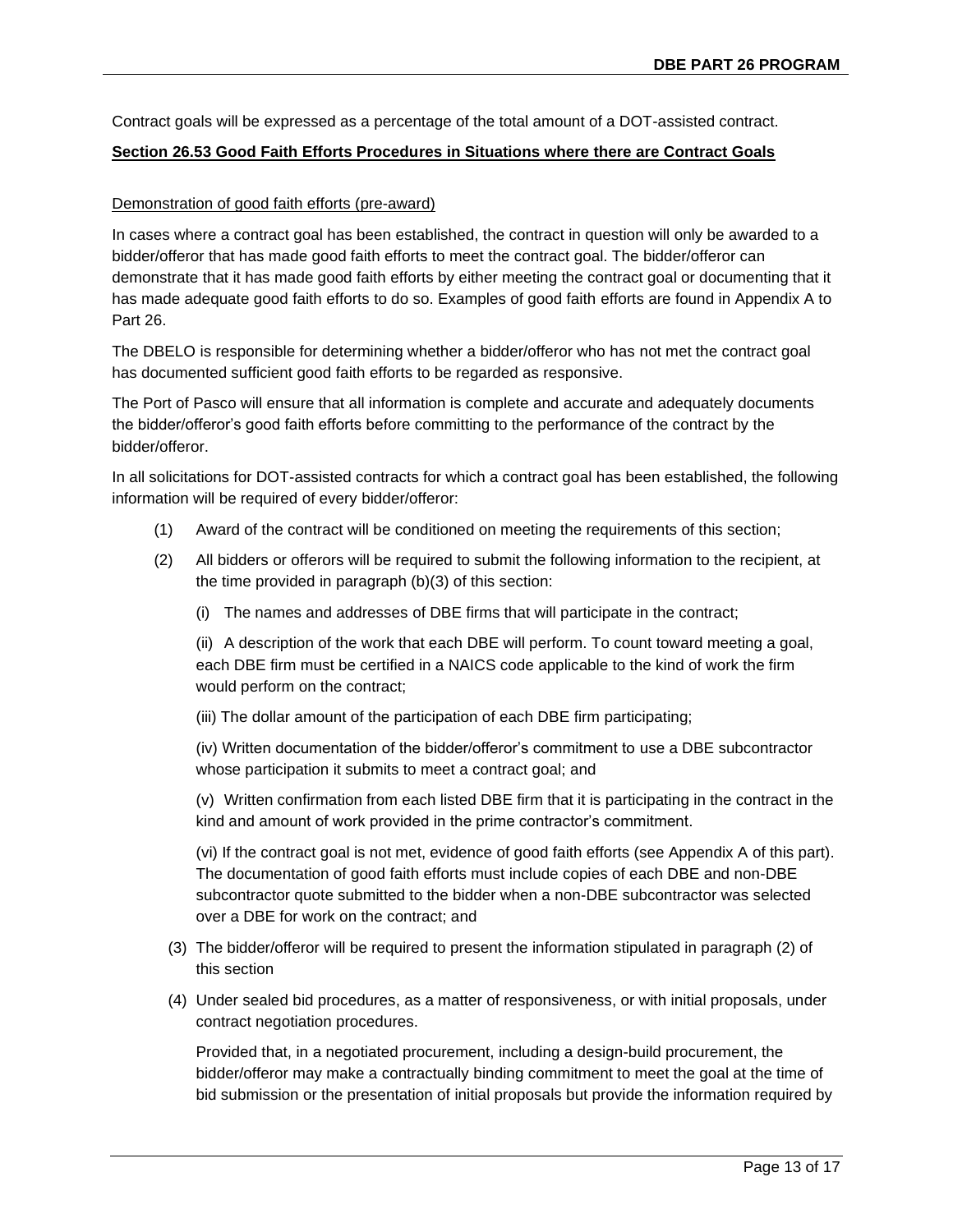Contract goals will be expressed as a percentage of the total amount of a DOT-assisted contract.

**Section 26.53 Good Faith Efforts Procedures in Situations where there are Contract Goals**

Demonstration of good faith efforts (pre-award)

In cases where a contract goal has been established, the contract in question will only be awarded to a bidder/offeror that has made good faith efforts to meet the contract goal. The bidder/offeror can demonstrate that it has made good faith efforts by either meeting the contract goal or documenting that it has made adequate good faith efforts to do so. Examples of good faith efforts are found in Appendix A to Part 26.

The DBELO is responsible for determining whether a bidder/offeror who has not met the contract goal has documented sufficient good faith efforts to be regarded as responsive.

The Port of Pasco will ensure that all information is complete and accurate and adequately documents the bidder/offeror's good faith efforts before committing to the performance of the contract by the bidder/offeror.

In all solicitations for DOT-assisted contracts for which a contract goal has been established, the following information will be required of every bidder/offeror:

(1) Award of the contract will be conditioned on meeting the requirements of this section;

(2) All bidders or offerors will be required to submit the following information to the recipient, at the time provided in paragraph (b)(3) of this section:

 (i) The names and addresses of DBE firms that will participate in the contract;

 (ii) A description of the work that each DBE will perform. To count toward meeting a goal, each DBE firm must be certified in a NAICS code applicable to the kind of work the firm would perform on the contract;

 (iii) The dollar amount of the participation of each DBE firm participating;

 (iv) Written documentation of the bidder/offeror's commitment to use a DBE subcontractor whose participation it submits to meet a contract goal; and

 (v) Written confirmation from each listed DBE firm that it is participating in the contract in the kind and amount of work provided in the prime contractor's commitment.

 (vi) If the contract goal is not met, evidence of good faith efforts (see Appendix A of this part). The documentation of good faith efforts must include copies of each DBE and non-DBE subcontractor quote submitted to the bidder when a non-DBE subcontractor was selected over a DBE for work on the contract; and

(3) The bidder/offeror will be required to present the information stipulated in paragraph (2) of this section

(4) Under sealed bid procedures, as a matter of responsiveness, or with initial proposals, under contract negotiation procedures.

 Provided that, in a negotiated procurement, including a design-build procurement, the bidder/offeror may make a contractually binding commitment to meet the goal at the time of bid submission or the presentation of initial proposals but provide the information required by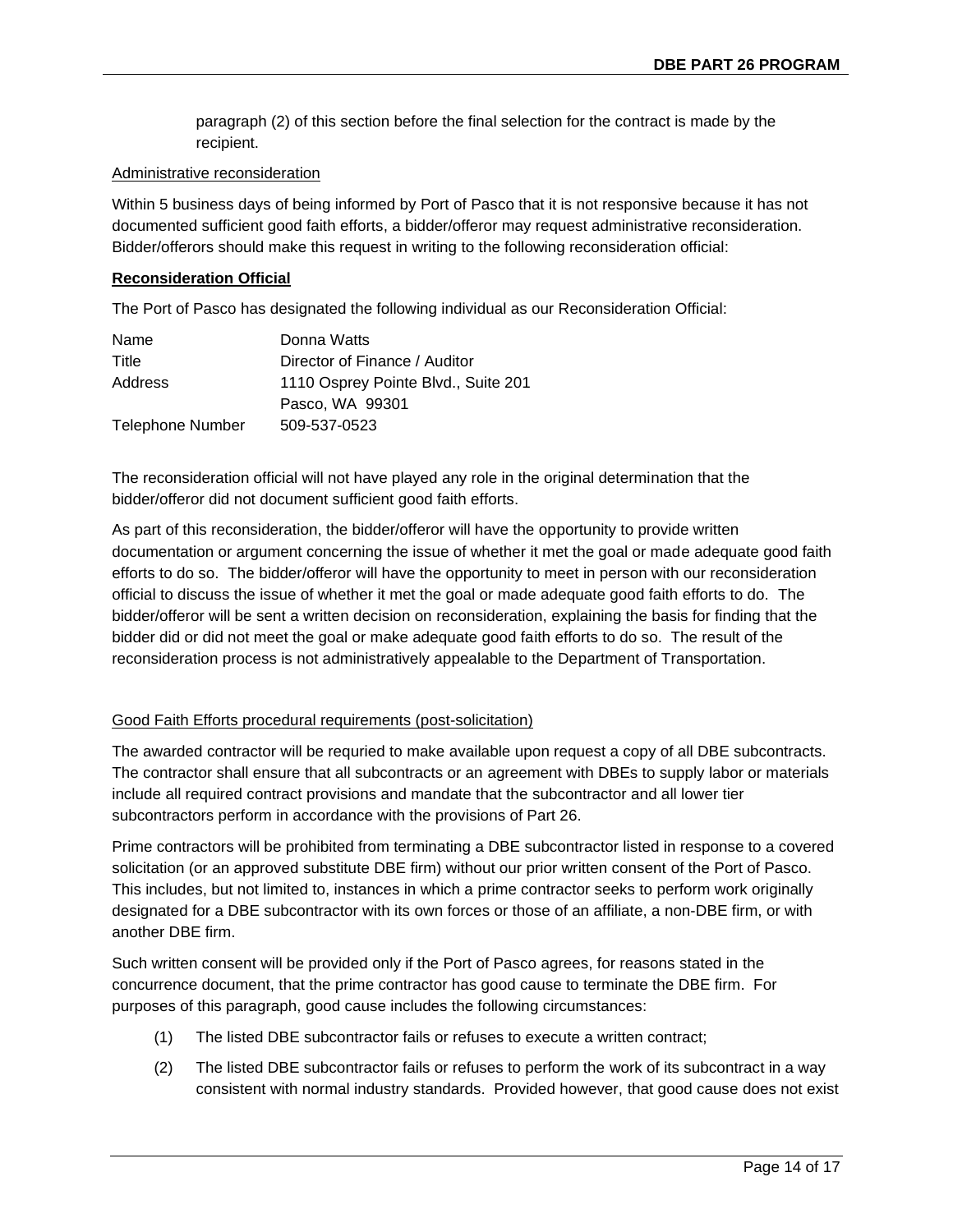paragraph (2) of this section before the final selection for the contract is made by the recipient.

Administrative reconsideration

Within 5 business days of being informed by Port of Pasco that it is not responsive because it has not documented sufficient good faith efforts, a bidder/offeror may request administrative reconsideration. Bidder/offerors should make this request in writing to the following reconsideration official:

**Reconsideration Official**

The Port of Pasco has designated the following individual as our Reconsideration Official:

| | |
|---|---|
| Name | Donna Watts |
| Title | Director of Finance / Auditor |
| Address | 1110 Osprey Pointe Blvd., Suite 201<br>Pasco, WA 99301 |
| Telephone Number | 509-537-0523 |

The reconsideration official will not have played any role in the original determination that the bidder/offeror did not document sufficient good faith efforts.

As part of this reconsideration, the bidder/offeror will have the opportunity to provide written documentation or argument concerning the issue of whether it met the goal or made adequate good faith efforts to do so. The bidder/offeror will have the opportunity to meet in person with our reconsideration official to discuss the issue of whether it met the goal or made adequate good faith efforts to do. The bidder/offeror will be sent a written decision on reconsideration, explaining the basis for finding that the bidder did or did not meet the goal or make adequate good faith efforts to do so. The result of the reconsideration process is not administratively appealable to the Department of Transportation.

Good Faith Efforts procedural requirements (post-solicitation)

The awarded contractor will be requried to make available upon request a copy of all DBE subcontracts. The contractor shall ensure that all subcontracts or an agreement with DBEs to supply labor or materials include all required contract provisions and mandate that the subcontractor and all lower tier subcontractors perform in accordance with the provisions of Part 26.

Prime contractors will be prohibited from terminating a DBE subcontractor listed in response to a covered solicitation (or an approved substitute DBE firm) without our prior written consent of the Port of Pasco. This includes, but not limited to, instances in which a prime contractor seeks to perform work originally designated for a DBE subcontractor with its own forces or those of an affiliate, a non-DBE firm, or with another DBE firm.

Such written consent will be provided only if the Port of Pasco agrees, for reasons stated in the concurrence document, that the prime contractor has good cause to terminate the DBE firm. For purposes of this paragraph, good cause includes the following circumstances:

(1) The listed DBE subcontractor fails or refuses to execute a written contract;

(2) The listed DBE subcontractor fails or refuses to perform the work of its subcontract in a way consistent with normal industry standards. Provided however, that good cause does not exist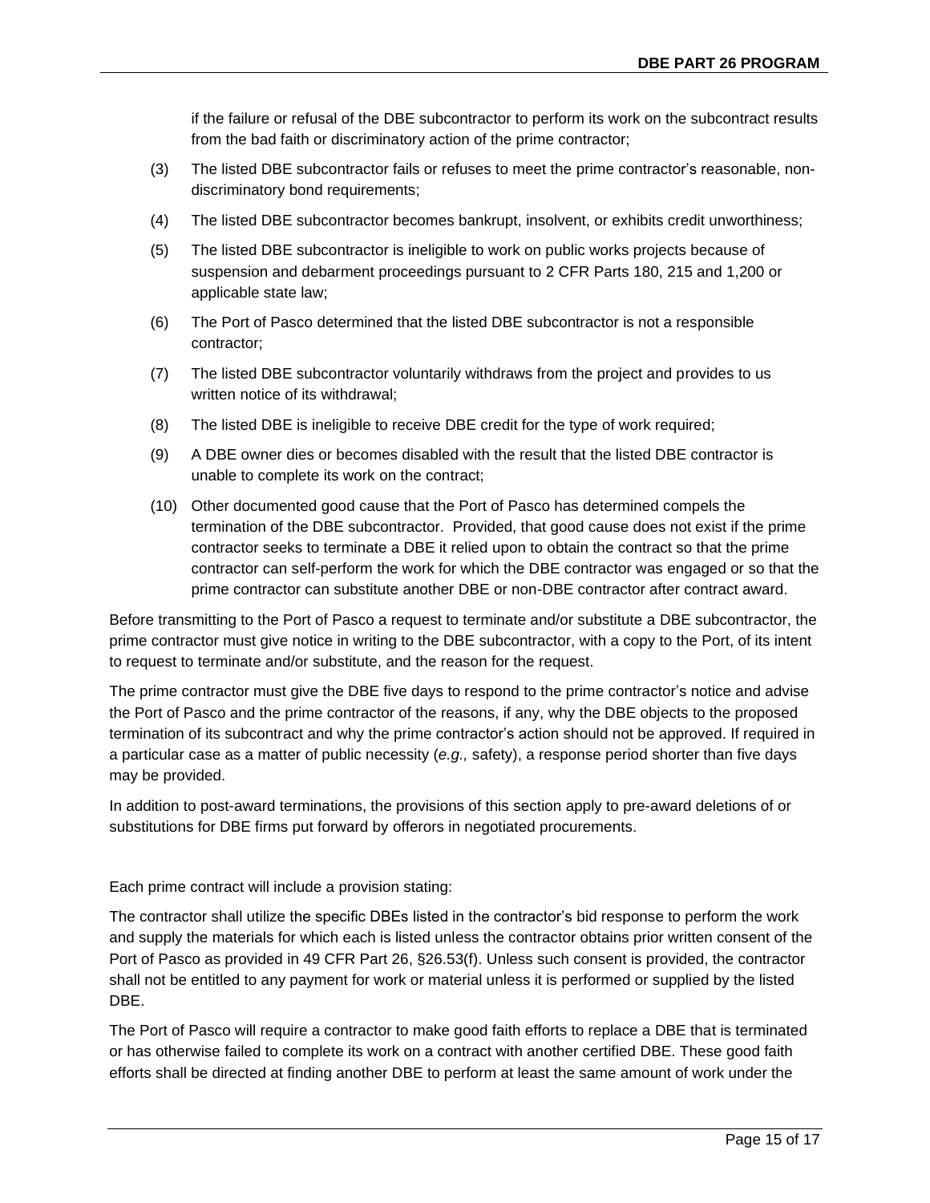if the failure or refusal of the DBE subcontractor to perform its work on the subcontract results from the bad faith or discriminatory action of the prime contractor;

(3) The listed DBE subcontractor fails or refuses to meet the prime contractor's reasonable, non-discriminatory bond requirements;

(4) The listed DBE subcontractor becomes bankrupt, insolvent, or exhibits credit unworthiness;

(5) The listed DBE subcontractor is ineligible to work on public works projects because of suspension and debarment proceedings pursuant to 2 CFR Parts 180, 215 and 1,200 or applicable state law;

(6) The Port of Pasco determined that the listed DBE subcontractor is not a responsible contractor;

(7) The listed DBE subcontractor voluntarily withdraws from the project and provides to us written notice of its withdrawal;

(8) The listed DBE is ineligible to receive DBE credit for the type of work required;

(9) A DBE owner dies or becomes disabled with the result that the listed DBE contractor is unable to complete its work on the contract;

(10) Other documented good cause that the Port of Pasco has determined compels the termination of the DBE subcontractor. Provided, that good cause does not exist if the prime contractor seeks to terminate a DBE it relied upon to obtain the contract so that the prime contractor can self-perform the work for which the DBE contractor was engaged or so that the prime contractor can substitute another DBE or non-DBE contractor after contract award.

Before transmitting to the Port of Pasco a request to terminate and/or substitute a DBE subcontractor, the prime contractor must give notice in writing to the DBE subcontractor, with a copy to the Port, of its intent to request to terminate and/or substitute, and the reason for the request.

The prime contractor must give the DBE five days to respond to the prime contractor's notice and advise the Port of Pasco and the prime contractor of the reasons, if any, why the DBE objects to the proposed termination of its subcontract and why the prime contractor's action should not be approved. If required in a particular case as a matter of public necessity (*e.g.,* safety), a response period shorter than five days may be provided.

In addition to post-award terminations, the provisions of this section apply to pre-award deletions of or substitutions for DBE firms put forward by offerors in negotiated procurements.

Each prime contract will include a provision stating:

The contractor shall utilize the specific DBEs listed in the contractor's bid response to perform the work and supply the materials for which each is listed unless the contractor obtains prior written consent of the Port of Pasco as provided in 49 CFR Part 26, §26.53(f). Unless such consent is provided, the contractor shall not be entitled to any payment for work or material unless it is performed or supplied by the listed DBE.

The Port of Pasco will require a contractor to make good faith efforts to replace a DBE that is terminated or has otherwise failed to complete its work on a contract with another certified DBE. These good faith efforts shall be directed at finding another DBE to perform at least the same amount of work under the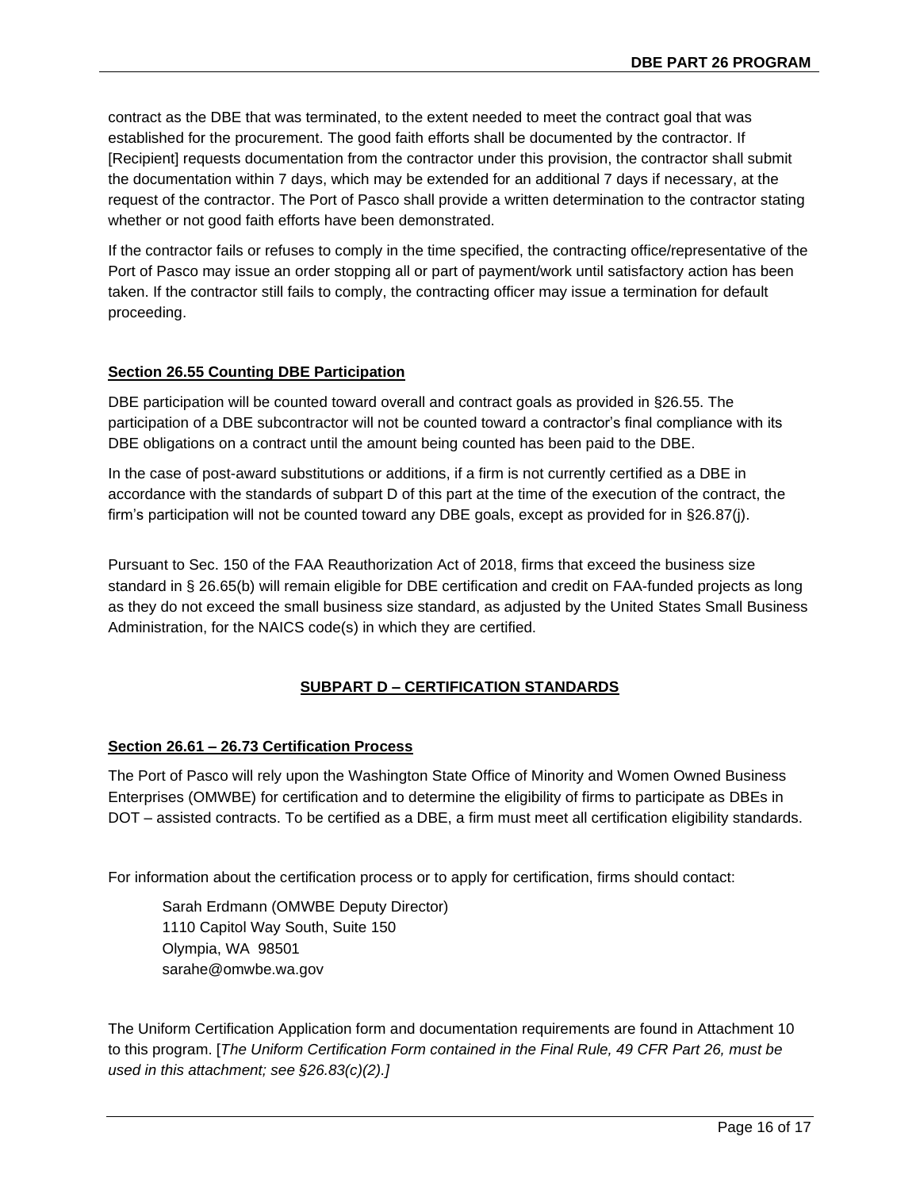contract as the DBE that was terminated, to the extent needed to meet the contract goal that was established for the procurement. The good faith efforts shall be documented by the contractor. If [Recipient] requests documentation from the contractor under this provision, the contractor shall submit the documentation within 7 days, which may be extended for an additional 7 days if necessary, at the request of the contractor. The Port of Pasco shall provide a written determination to the contractor stating whether or not good faith efforts have been demonstrated.

If the contractor fails or refuses to comply in the time specified, the contracting office/representative of the Port of Pasco may issue an order stopping all or part of payment/work until satisfactory action has been taken. If the contractor still fails to comply, the contracting officer may issue a termination for default proceeding.

### Section 26.55 Counting DBE Participation

DBE participation will be counted toward overall and contract goals as provided in §26.55. The participation of a DBE subcontractor will not be counted toward a contractor's final compliance with its DBE obligations on a contract until the amount being counted has been paid to the DBE.

In the case of post-award substitutions or additions, if a firm is not currently certified as a DBE in accordance with the standards of subpart D of this part at the time of the execution of the contract, the firm's participation will not be counted toward any DBE goals, except as provided for in §26.87(j).

Pursuant to Sec. 150 of the FAA Reauthorization Act of 2018, firms that exceed the business size standard in § 26.65(b) will remain eligible for DBE certification and credit on FAA-funded projects as long as they do not exceed the small business size standard, as adjusted by the United States Small Business Administration, for the NAICS code(s) in which they are certified.

## SUBPART D – CERTIFICATION STANDARDS

### Section 26.61 – 26.73 Certification Process

The Port of Pasco will rely upon the Washington State Office of Minority and Women Owned Business Enterprises (OMWBE) for certification and to determine the eligibility of firms to participate as DBEs in DOT – assisted contracts. To be certified as a DBE, a firm must meet all certification eligibility standards.

For information about the certification process or to apply for certification, firms should contact:

Sarah Erdmann (OMWBE Deputy Director)
1110 Capitol Way South, Suite 150
Olympia, WA 98501
sarahe@omwbe.wa.gov

The Uniform Certification Application form and documentation requirements are found in Attachment 10 to this program. [*The Uniform Certification Form contained in the Final Rule, 49 CFR Part 26, must be used in this attachment; see §26.83(c)(2).]*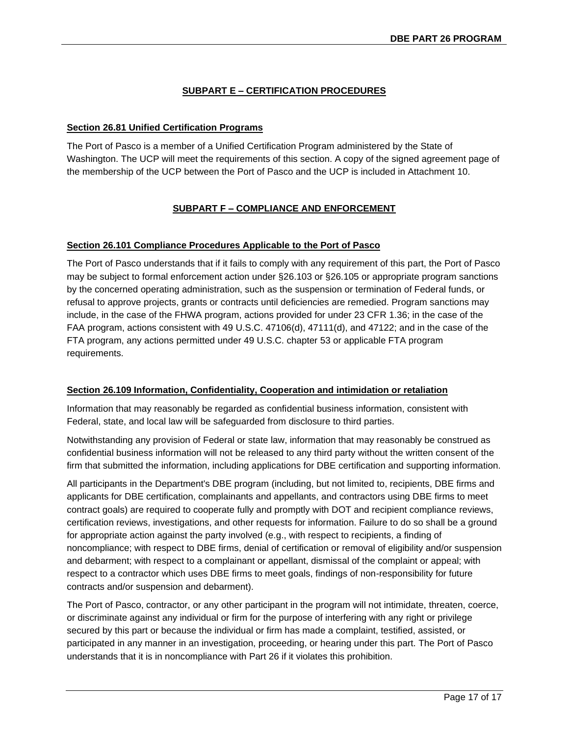## SUBPART E – CERTIFICATION PROCEDURES

### Section 26.81 Unified Certification Programs

The Port of Pasco is a member of a Unified Certification Program administered by the State of Washington. The UCP will meet the requirements of this section. A copy of the signed agreement page of the membership of the UCP between the Port of Pasco and the UCP is included in Attachment 10.

## SUBPART F – COMPLIANCE AND ENFORCEMENT

### Section 26.101 Compliance Procedures Applicable to the Port of Pasco

The Port of Pasco understands that if it fails to comply with any requirement of this part, the Port of Pasco may be subject to formal enforcement action under §26.103 or §26.105 or appropriate program sanctions by the concerned operating administration, such as the suspension or termination of Federal funds, or refusal to approve projects, grants or contracts until deficiencies are remedied. Program sanctions may include, in the case of the FHWA program, actions provided for under 23 CFR 1.36; in the case of the FAA program, actions consistent with 49 U.S.C. 47106(d), 47111(d), and 47122; and in the case of the FTA program, any actions permitted under 49 U.S.C. chapter 53 or applicable FTA program requirements.

### Section 26.109 Information, Confidentiality, Cooperation and intimidation or retaliation

Information that may reasonably be regarded as confidential business information, consistent with Federal, state, and local law will be safeguarded from disclosure to third parties.

Notwithstanding any provision of Federal or state law, information that may reasonably be construed as confidential business information will not be released to any third party without the written consent of the firm that submitted the information, including applications for DBE certification and supporting information.

All participants in the Department's DBE program (including, but not limited to, recipients, DBE firms and applicants for DBE certification, complainants and appellants, and contractors using DBE firms to meet contract goals) are required to cooperate fully and promptly with DOT and recipient compliance reviews, certification reviews, investigations, and other requests for information. Failure to do so shall be a ground for appropriate action against the party involved (e.g., with respect to recipients, a finding of noncompliance; with respect to DBE firms, denial of certification or removal of eligibility and/or suspension and debarment; with respect to a complainant or appellant, dismissal of the complaint or appeal; with respect to a contractor which uses DBE firms to meet goals, findings of non-responsibility for future contracts and/or suspension and debarment).

The Port of Pasco, contractor, or any other participant in the program will not intimidate, threaten, coerce, or discriminate against any individual or firm for the purpose of interfering with any right or privilege secured by this part or because the individual or firm has made a complaint, testified, assisted, or participated in any manner in an investigation, proceeding, or hearing under this part. The Port of Pasco understands that it is in noncompliance with Part 26 if it violates this prohibition.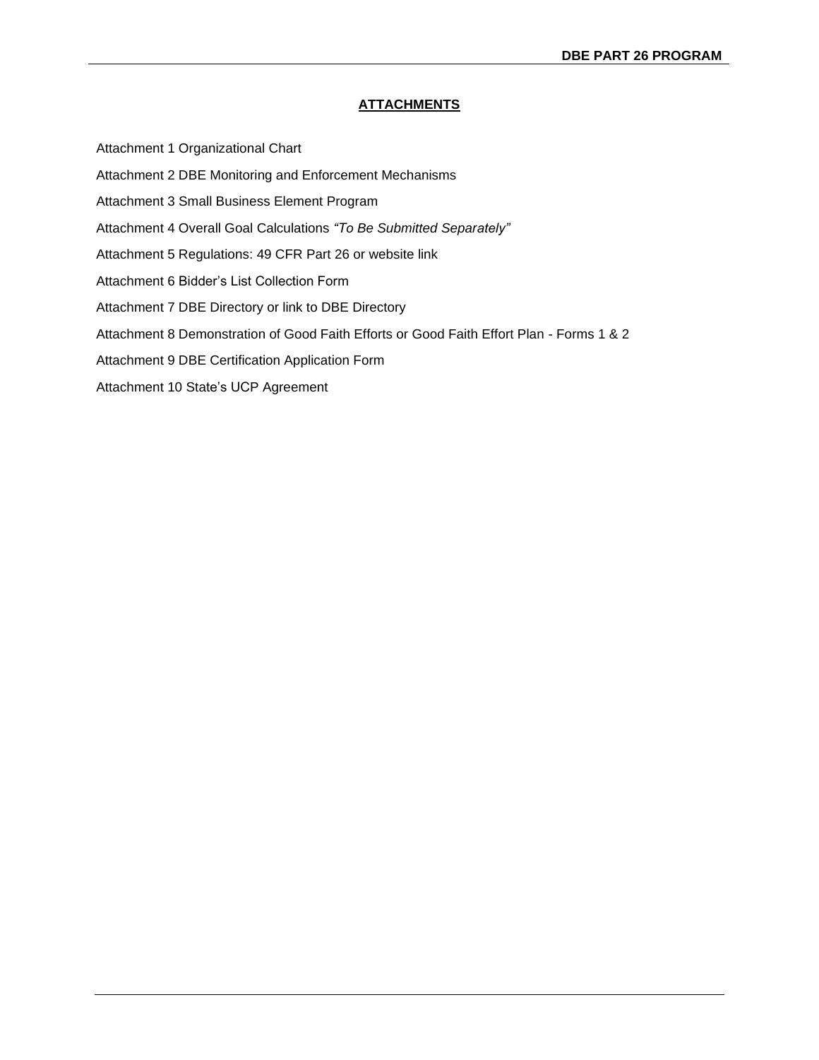## ATTACHMENTS

Attachment 1 Organizational Chart

Attachment 2 DBE Monitoring and Enforcement Mechanisms

Attachment 3 Small Business Element Program

Attachment 4 Overall Goal Calculations *"To Be Submitted Separately"*

Attachment 5 Regulations: 49 CFR Part 26 or website link

Attachment 6 Bidder's List Collection Form

Attachment 7 DBE Directory or link to DBE Directory

Attachment 8 Demonstration of Good Faith Efforts or Good Faith Effort Plan - Forms 1 & 2

Attachment 9 DBE Certification Application Form

Attachment 10 State's UCP Agreement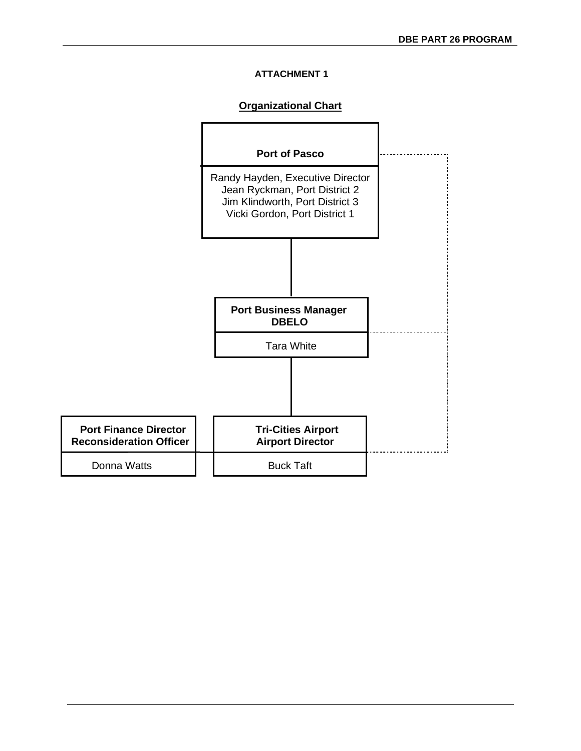**ATTACHMENT 1**

**Organizational Chart**

**Port of Pasco**

Randy Hayden, Executive Director
Jean Ryckman, Port District 2
Jim Klindworth, Port District 3
Vicki Gordon, Port District 1

**Port Business Manager**
**DBELO**

Tara White

**Port Finance Director**
**Reconsideration Officer**

Donna Watts

**Tri-Cities Airport**
**Airport Director**

Buck Taft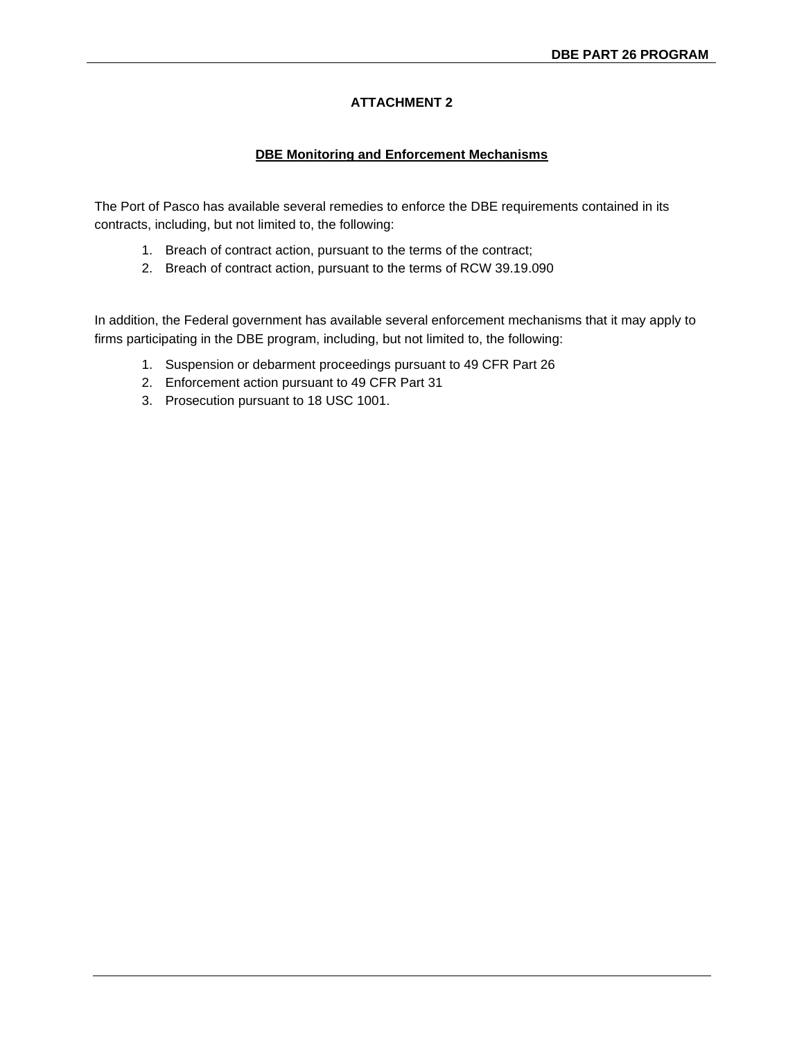# ATTACHMENT 2

## DBE Monitoring and Enforcement Mechanisms

The Port of Pasco has available several remedies to enforce the DBE requirements contained in its contracts, including, but not limited to, the following:

1. Breach of contract action, pursuant to the terms of the contract;
2. Breach of contract action, pursuant to the terms of RCW 39.19.090

In addition, the Federal government has available several enforcement mechanisms that it may apply to firms participating in the DBE program, including, but not limited to, the following:

1. Suspension or debarment proceedings pursuant to 49 CFR Part 26
2. Enforcement action pursuant to 49 CFR Part 31
3. Prosecution pursuant to 18 USC 1001.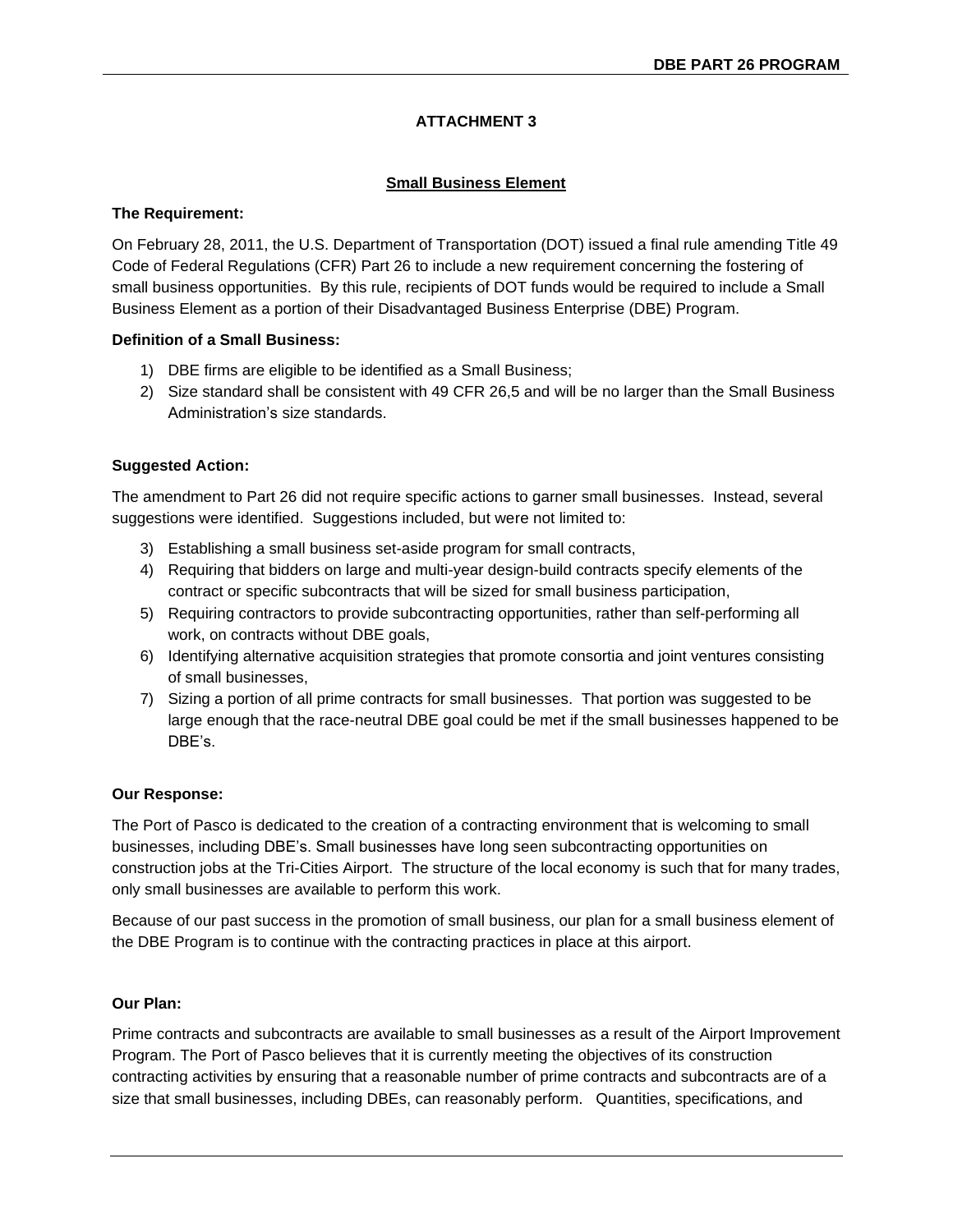## ATTACHMENT 3

### Small Business Element

**The Requirement:**

On February 28, 2011, the U.S. Department of Transportation (DOT) issued a final rule amending Title 49 Code of Federal Regulations (CFR) Part 26 to include a new requirement concerning the fostering of small business opportunities. By this rule, recipients of DOT funds would be required to include a Small Business Element as a portion of their Disadvantaged Business Enterprise (DBE) Program.

**Definition of a Small Business:**

1) DBE firms are eligible to be identified as a Small Business;
2) Size standard shall be consistent with 49 CFR 26,5 and will be no larger than the Small Business Administration's size standards.

**Suggested Action:**

The amendment to Part 26 did not require specific actions to garner small businesses. Instead, several suggestions were identified. Suggestions included, but were not limited to:

3) Establishing a small business set-aside program for small contracts,
4) Requiring that bidders on large and multi-year design-build contracts specify elements of the contract or specific subcontracts that will be sized for small business participation,
5) Requiring contractors to provide subcontracting opportunities, rather than self-performing all work, on contracts without DBE goals,
6) Identifying alternative acquisition strategies that promote consortia and joint ventures consisting of small businesses,
7) Sizing a portion of all prime contracts for small businesses. That portion was suggested to be large enough that the race-neutral DBE goal could be met if the small businesses happened to be DBE's.

**Our Response:**

The Port of Pasco is dedicated to the creation of a contracting environment that is welcoming to small businesses, including DBE's. Small businesses have long seen subcontracting opportunities on construction jobs at the Tri-Cities Airport. The structure of the local economy is such that for many trades, only small businesses are available to perform this work.

Because of our past success in the promotion of small business, our plan for a small business element of the DBE Program is to continue with the contracting practices in place at this airport.

**Our Plan:**

Prime contracts and subcontracts are available to small businesses as a result of the Airport Improvement Program. The Port of Pasco believes that it is currently meeting the objectives of its construction contracting activities by ensuring that a reasonable number of prime contracts and subcontracts are of a size that small businesses, including DBEs, can reasonably perform. Quantities, specifications, and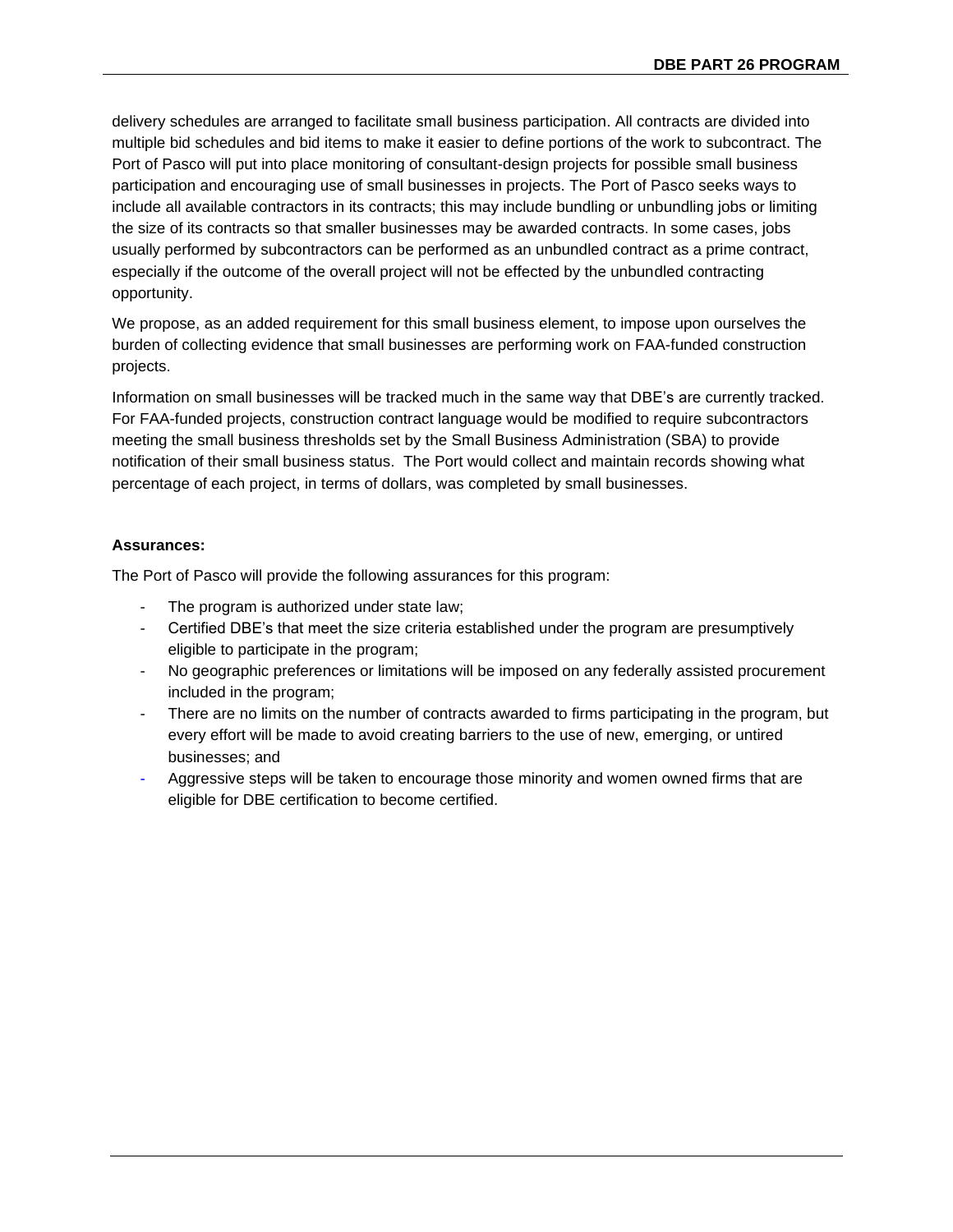delivery schedules are arranged to facilitate small business participation. All contracts are divided into multiple bid schedules and bid items to make it easier to define portions of the work to subcontract. The Port of Pasco will put into place monitoring of consultant-design projects for possible small business participation and encouraging use of small businesses in projects. The Port of Pasco seeks ways to include all available contractors in its contracts; this may include bundling or unbundling jobs or limiting the size of its contracts so that smaller businesses may be awarded contracts. In some cases, jobs usually performed by subcontractors can be performed as an unbundled contract as a prime contract, especially if the outcome of the overall project will not be effected by the unbundled contracting opportunity.

We propose, as an added requirement for this small business element, to impose upon ourselves the burden of collecting evidence that small businesses are performing work on FAA-funded construction projects.

Information on small businesses will be tracked much in the same way that DBE's are currently tracked. For FAA-funded projects, construction contract language would be modified to require subcontractors meeting the small business thresholds set by the Small Business Administration (SBA) to provide notification of their small business status. The Port would collect and maintain records showing what percentage of each project, in terms of dollars, was completed by small businesses.

**Assurances:**

The Port of Pasco will provide the following assurances for this program:

- The program is authorized under state law;
- Certified DBE's that meet the size criteria established under the program are presumptively eligible to participate in the program;
- No geographic preferences or limitations will be imposed on any federally assisted procurement included in the program;
- There are no limits on the number of contracts awarded to firms participating in the program, but every effort will be made to avoid creating barriers to the use of new, emerging, or untired businesses; and
- Aggressive steps will be taken to encourage those minority and women owned firms that are eligible for DBE certification to become certified.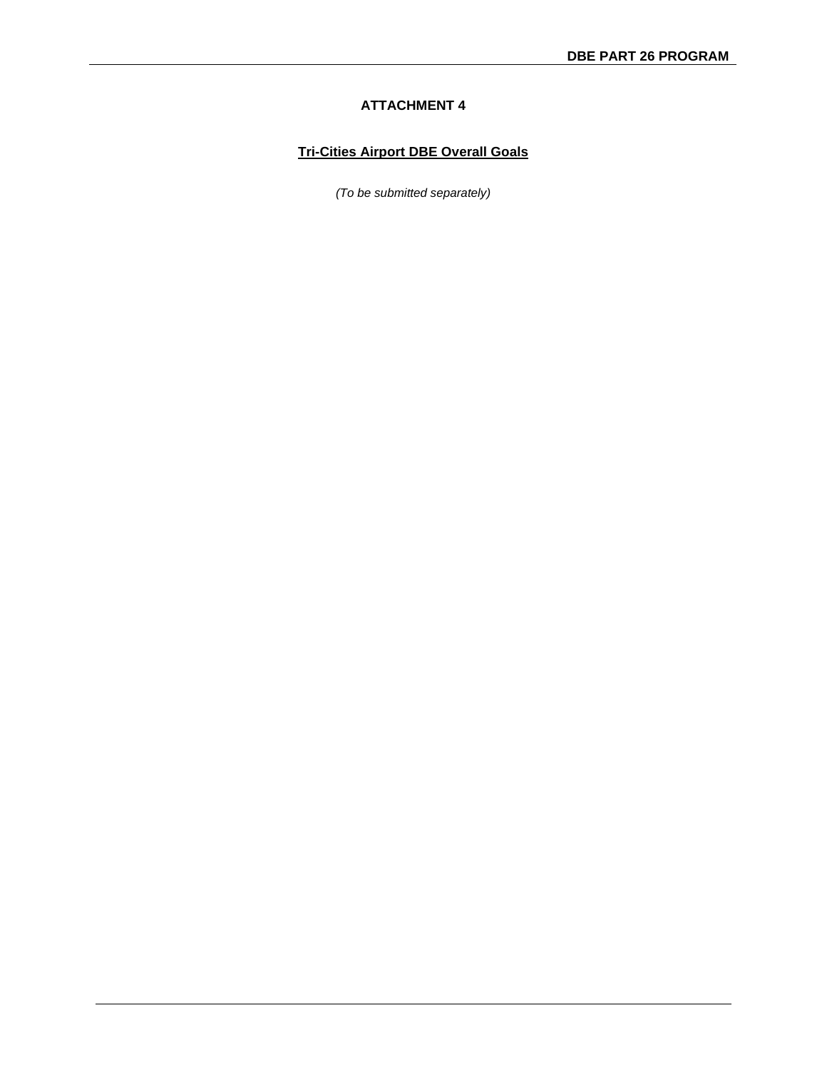## ATTACHMENT 4

**Tri-Cities Airport DBE Overall Goals**

*(To be submitted separately)*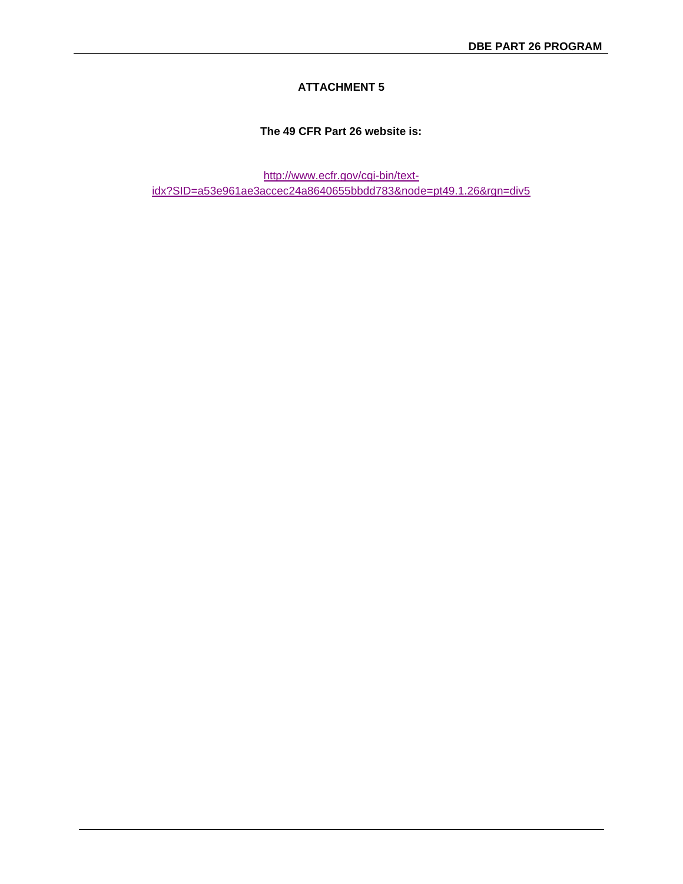## ATTACHMENT 5

**The 49 CFR Part 26 website is:**

http://www.ecfr.gov/cgi-bin/text-idx?SID=a53e961ae3accec24a8640655bbdd783&node=pt49.1.26&rgn=div5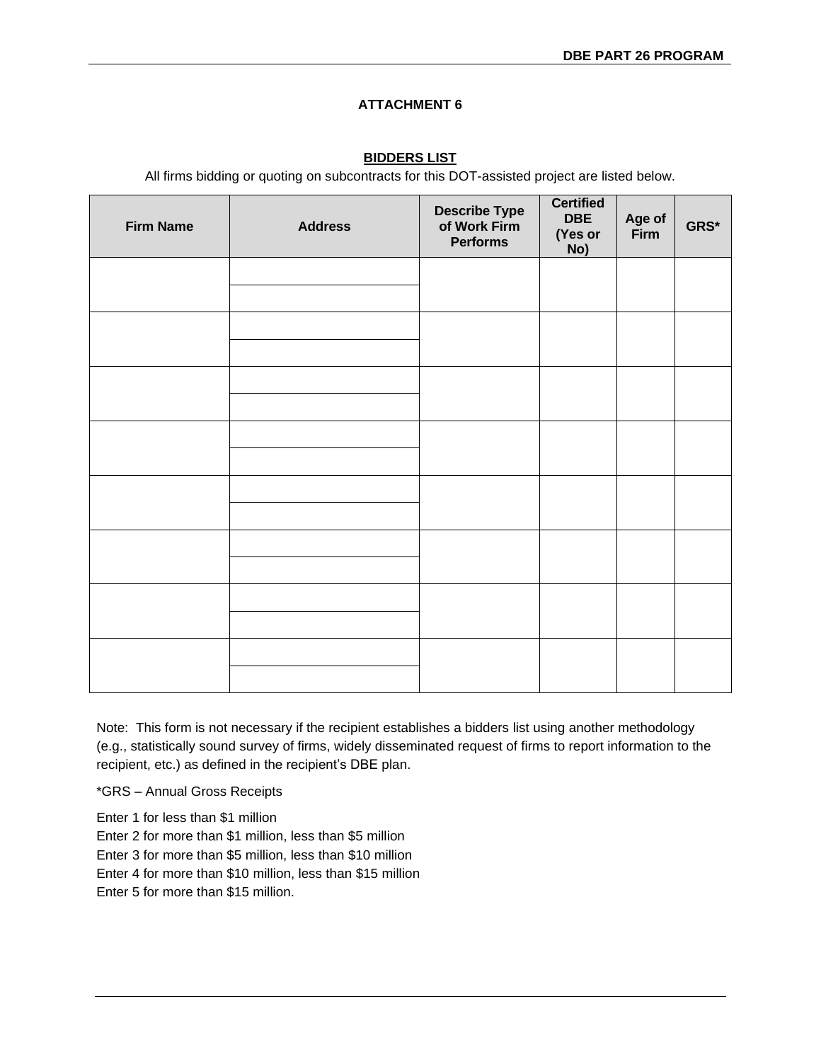## ATTACHMENT 6

**BIDDERS LIST**

All firms bidding or quoting on subcontracts for this DOT-assisted project are listed below.

| Firm Name | Address | Describe Type of Work Firm Performs | Certified DBE (Yes or No) | Age of Firm | GRS* |
|---|---|---|---|---|---|
| | | | | | |
| | | | | | |
| | | | | | |
| | | | | | |
| | | | | | |
| | | | | | |
| | | | | | |
| | | | | | |

Note: This form is not necessary if the recipient establishes a bidders list using another methodology (e.g., statistically sound survey of firms, widely disseminated request of firms to report information to the recipient, etc.) as defined in the recipient's DBE plan.

*GRS – Annual Gross Receipts

Enter 1 for less than $1 million
Enter 2 for more than $1 million, less than $5 million
Enter 3 for more than $5 million, less than $10 million
Enter 4 for more than $10 million, less than $15 million
Enter 5 for more than $15 million.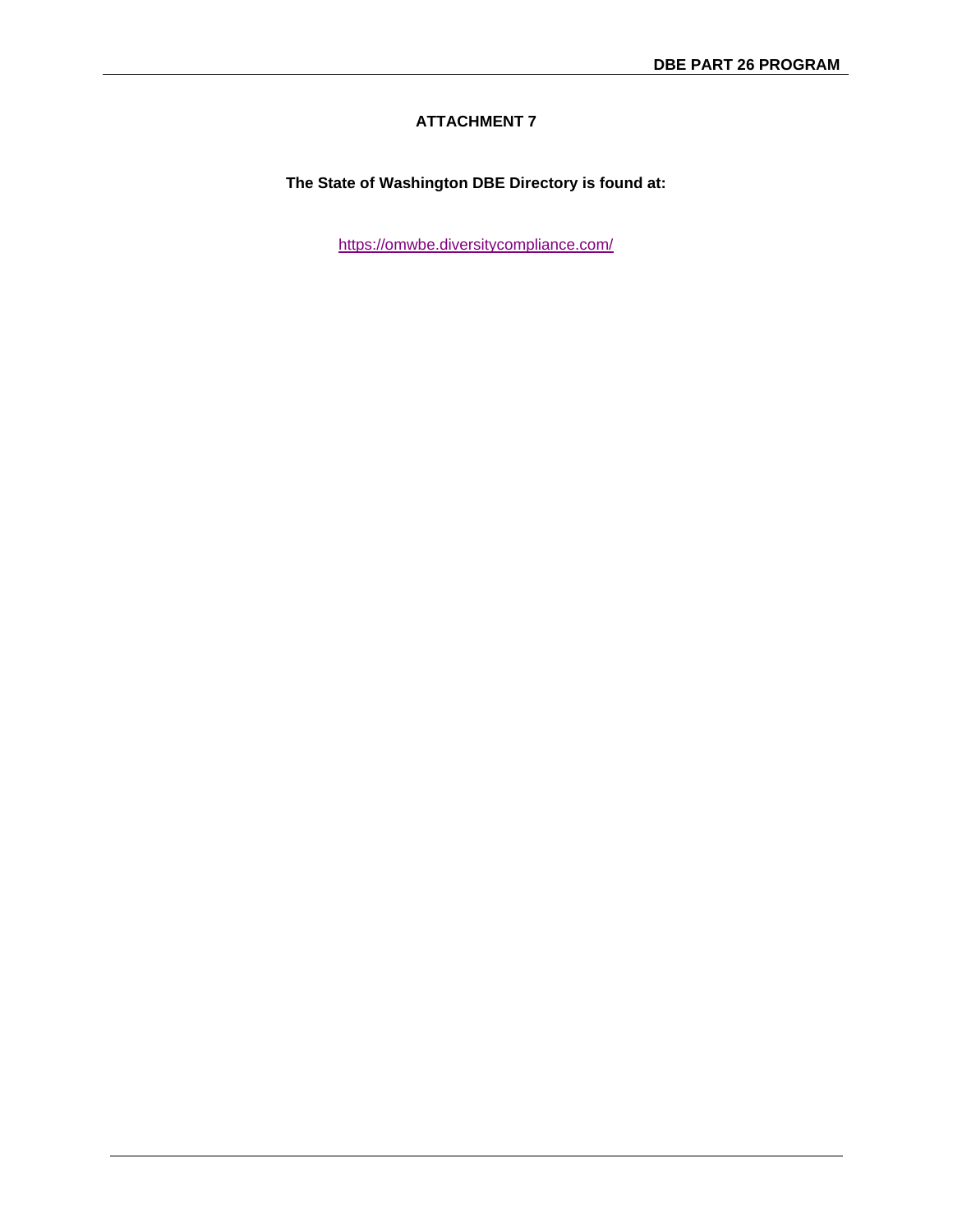## ATTACHMENT 7

**The State of Washington DBE Directory is found at:**

https://omwbe.diversitycompliance.com/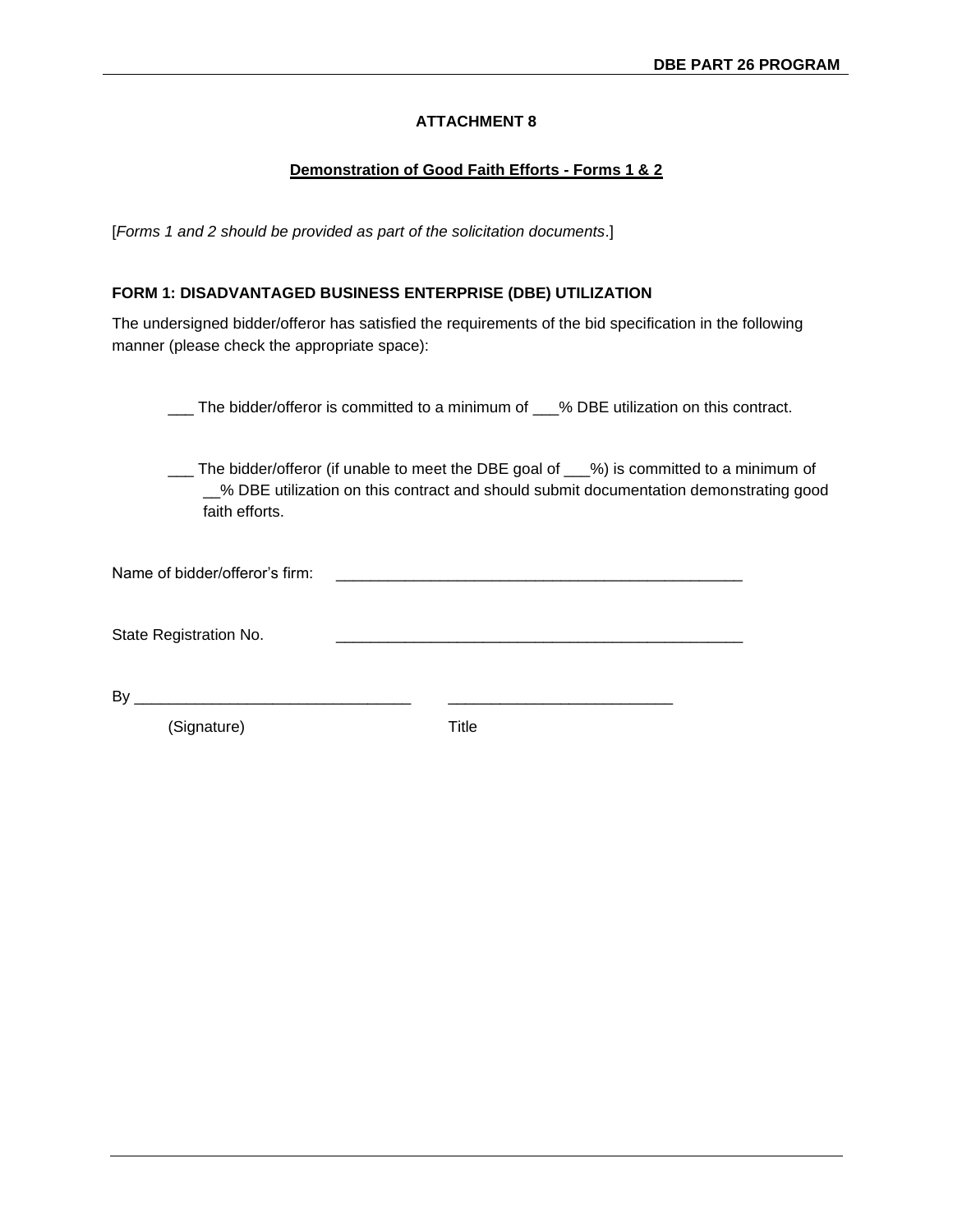## ATTACHMENT 8

**Demonstration of Good Faith Efforts - Forms 1 & 2**

[*Forms 1 and 2 should be provided as part of the solicitation documents*.]

**FORM 1: DISADVANTAGED BUSINESS ENTERPRISE (DBE) UTILIZATION**

The undersigned bidder/offeror has satisfied the requirements of the bid specification in the following manner (please check the appropriate space):

___ The bidder/offeror is committed to a minimum of ___% DBE utilization on this contract.

___ The bidder/offeror (if unable to meet the DBE goal of ___%) is committed to a minimum of __% DBE utilization on this contract and should submit documentation demonstrating good faith efforts.

Name of bidder/offeror's firm: _______________________________________________

State Registration No. _______________________________________________

By _______________________________ _________________________

(Signature) Title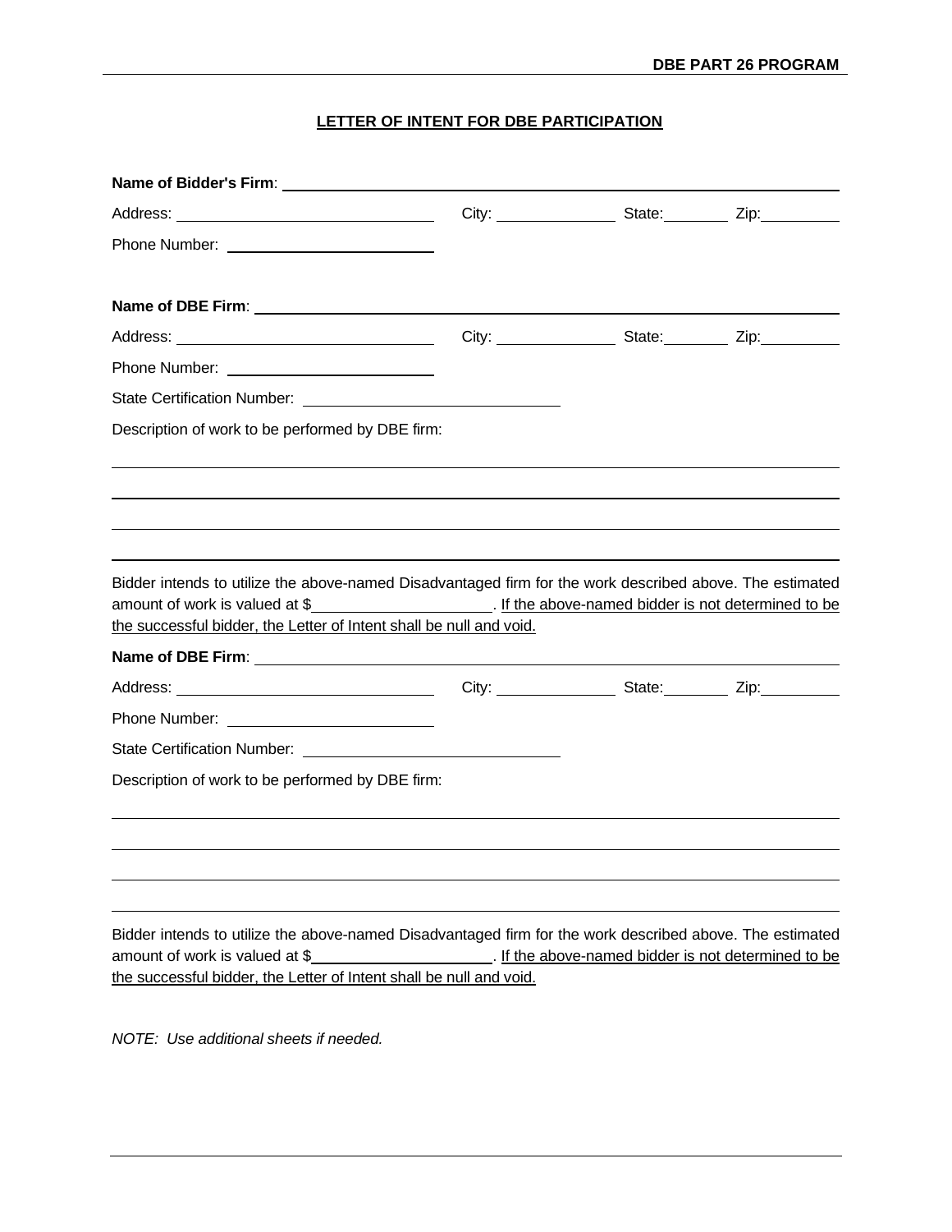## LETTER OF INTENT FOR DBE PARTICIPATION

**Name of Bidder's Firm**: ______________________________________________

Address: ______________________ City: ____________ State: ________ Zip: ________

Phone Number: ____________________

**Name of DBE Firm**: ______________________________________________

Address: ______________________ City: ____________ State: ________ Zip: ________

Phone Number: ____________________

State Certification Number: ______________________

Description of work to be performed by DBE firm:

______________________________________________

______________________________________________

______________________________________________

______________________________________________

Bidder intends to utilize the above-named Disadvantaged firm for the work described above. The estimated amount of work is valued at $____________________. <u>If the above-named bidder is not determined to be the successful bidder, the Letter of Intent shall be null and void.</u>

**Name of DBE Firm**: ______________________________________________

Address: ______________________ City: ____________ State: ________ Zip: ________

Phone Number: ____________________

State Certification Number: ______________________

Description of work to be performed by DBE firm:

______________________________________________

______________________________________________

______________________________________________

______________________________________________

Bidder intends to utilize the above-named Disadvantaged firm for the work described above. The estimated amount of work is valued at $____________________. <u>If the above-named bidder is not determined to be the successful bidder, the Letter of Intent shall be null and void.</u>

*NOTE: Use additional sheets if needed.*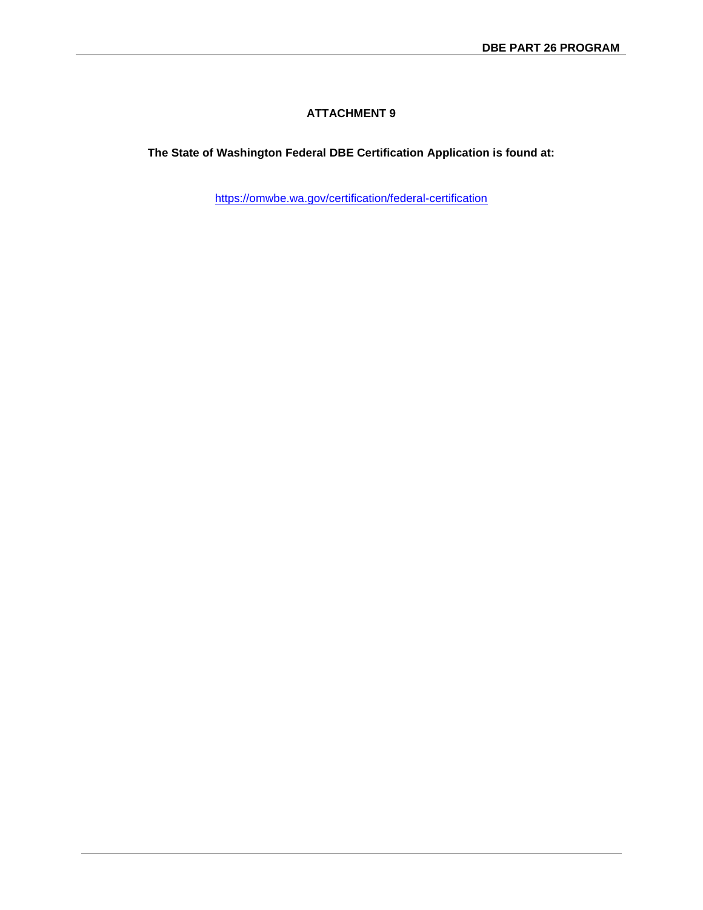# ATTACHMENT 9

**The State of Washington Federal DBE Certification Application is found at:**

https://omwbe.wa.gov/certification/federal-certification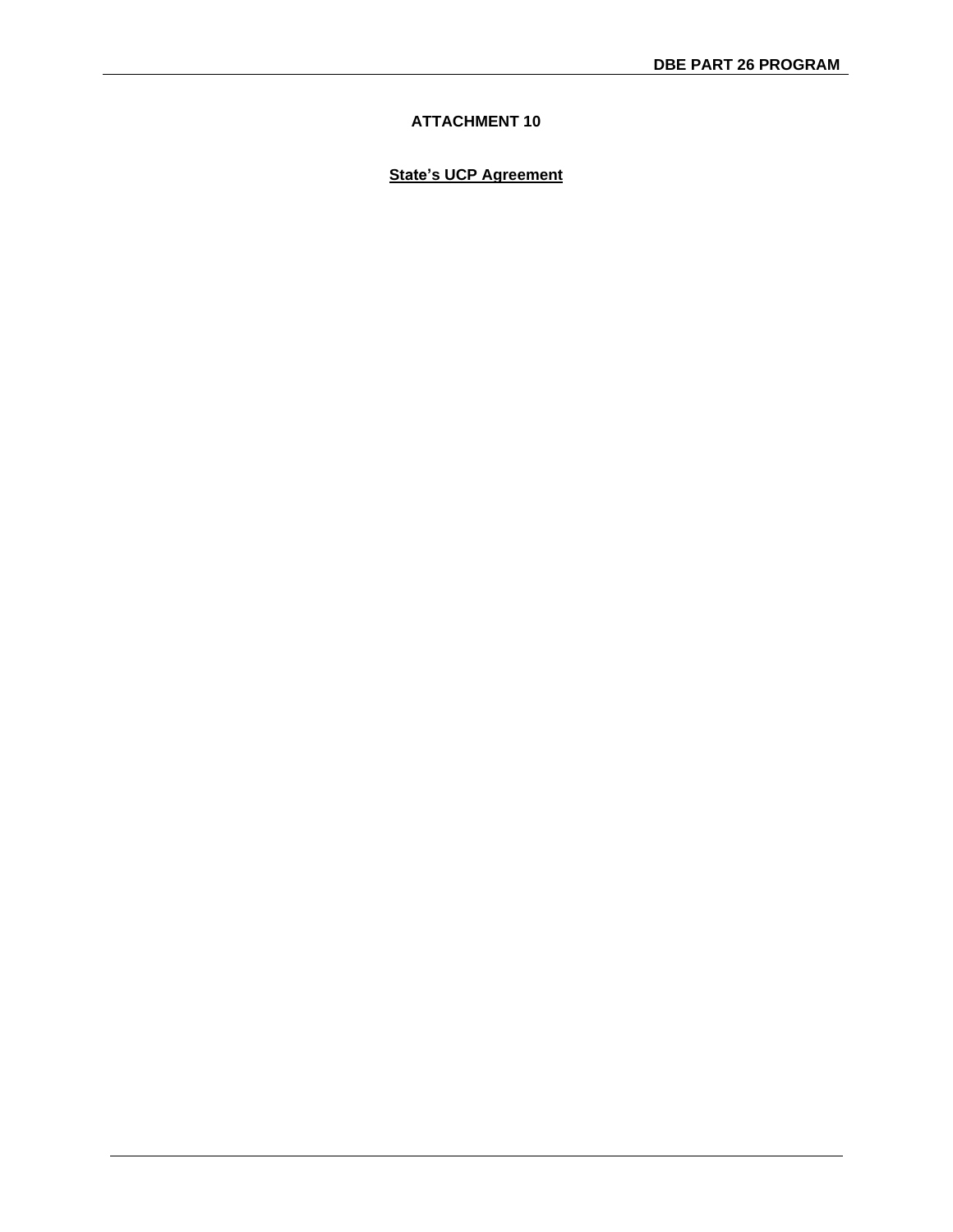## ATTACHMENT 10

**State's UCP Agreement**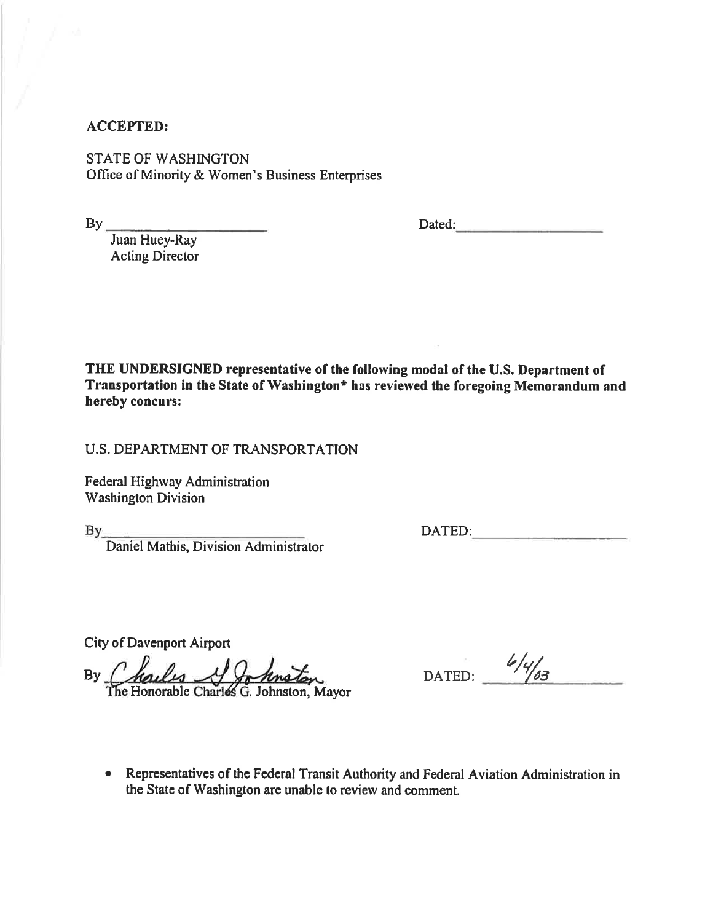**ACCEPTED:**

STATE OF WASHINGTON
Office of Minority & Women's Business Enterprises

By \_\_\_\_\_\_\_\_\_\_\_\_\_\_\_\_\_\_\_\_\_\_ Dated: \_\_\_\_\_\_\_\_\_\_\_\_\_\_\_\_\_\_\_\_
Juan Huey-Ray
Acting Director

**THE UNDERSIGNED representative of the following modal of the U.S. Department of Transportation in the State of Washington* has reviewed the foregoing Memorandum and hereby concurs:**

U.S. DEPARTMENT OF TRANSPORTATION

Federal Highway Administration
Washington Division

By \_\_\_\_\_\_\_\_\_\_\_\_\_\_\_\_\_\_\_\_\_\_\_\_\_\_\_ DATED: \_\_\_\_\_\_\_\_\_\_\_\_\_\_\_\_\_\_\_\_
Daniel Mathis, Division Administrator

City of Davenport Airport

By *Charles G Johnston* DATED: *6/4/03*
The Honorable Charles G. Johnston, Mayor

- Representatives of the Federal Transit Authority and Federal Aviation Administration in the State of Washington are unable to review and comment.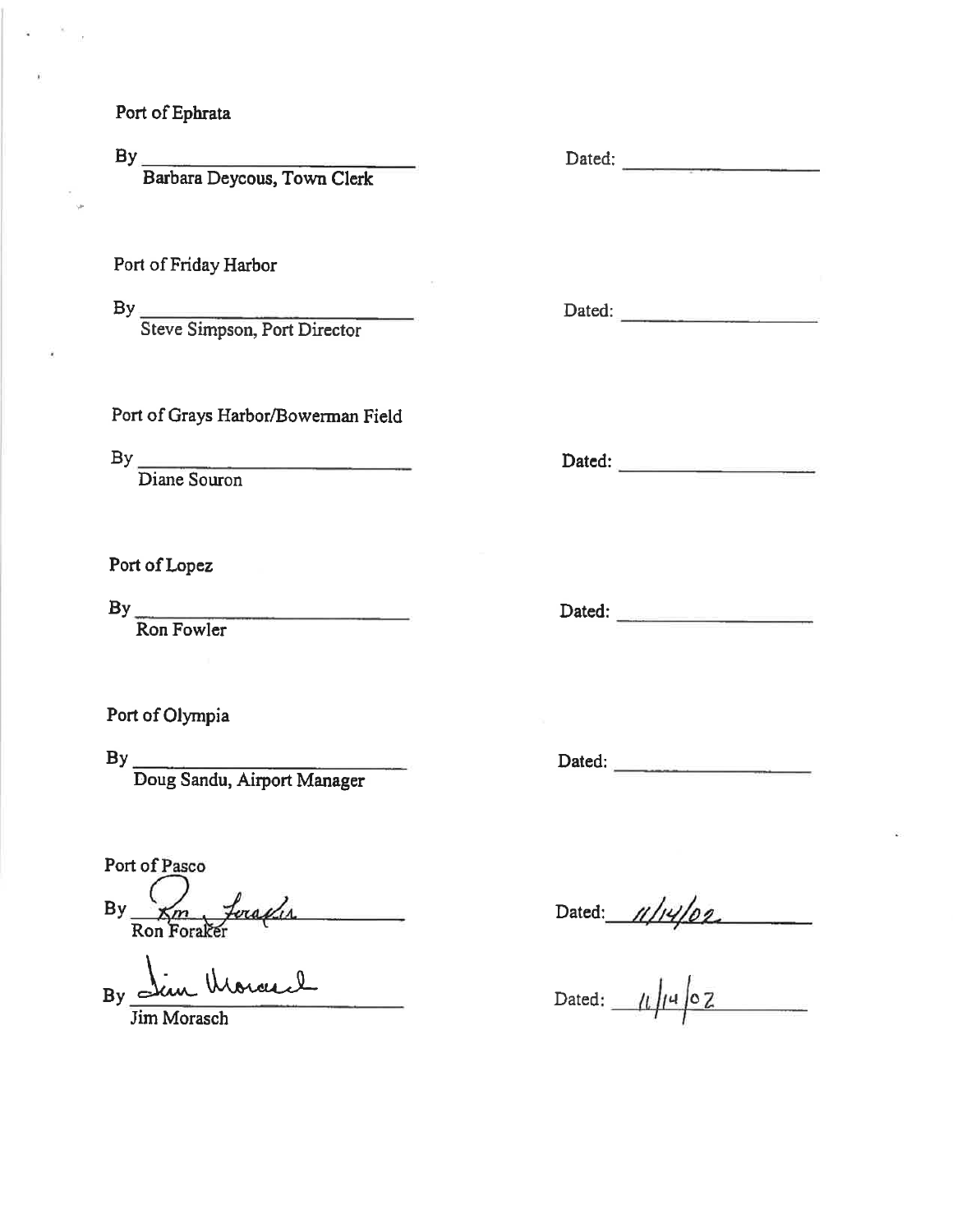Port of Ephrata

By ______________________ Dated: ______________
Barbara Deycous, Town Clerk

Port of Friday Harbor

By ______________________ Dated: ______________
Steve Simpson, Port Director

Port of Grays Harbor/Bowerman Field

By ______________________ Dated: ______________
Diane Souron

Port of Lopez

By ______________________ Dated: ______________
Ron Fowler

Port of Olympia

By ______________________ Dated: ______________
Doug Sandu, Airport Manager

Port of Pasco

By _Ron Foraker_ Dated: _11/14/02_
Ron Foraker

By _Jim Morasch_ Dated: _11/14/02_
Jim Morasch